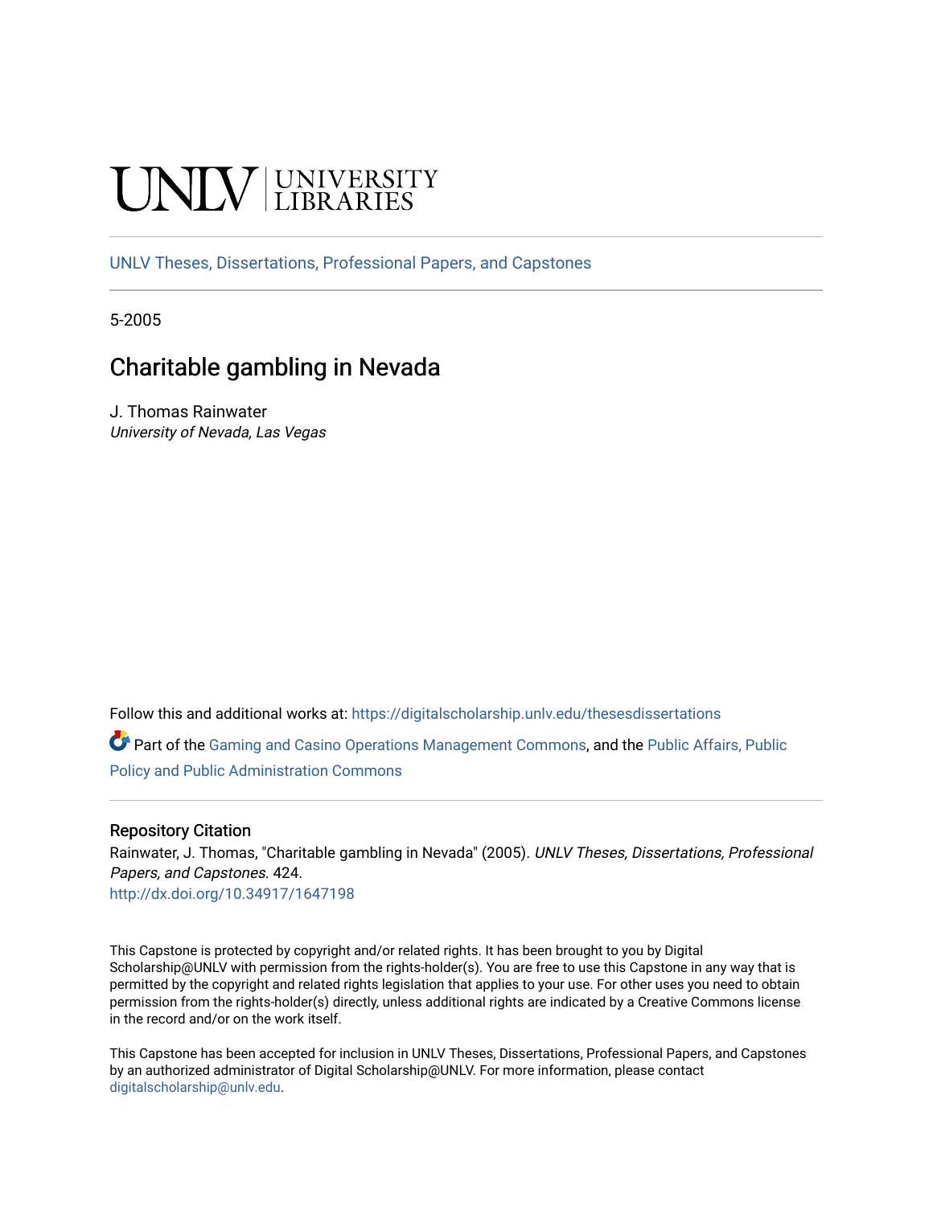UNLV | UNIVERSITY LIBRARIES

UNLV Theses, Dissertations, Professional Papers, and Capstones

5-2005

# Charitable gambling in Nevada

J. Thomas Rainwater
*University of Nevada, Las Vegas*

Follow this and additional works at: https://digitalscholarship.unlv.edu/thesesdissertations

Part of the Gaming and Casino Operations Management Commons, and the Public Affairs, Public Policy and Public Administration Commons

## Repository Citation

Rainwater, J. Thomas, "Charitable gambling in Nevada" (2005). *UNLV Theses, Dissertations, Professional Papers, and Capstones*. 424.
http://dx.doi.org/10.34917/1647198

This Capstone is protected by copyright and/or related rights. It has been brought to you by Digital Scholarship@UNLV with permission from the rights-holder(s). You are free to use this Capstone in any way that is permitted by the copyright and related rights legislation that applies to your use. For other uses you need to obtain permission from the rights-holder(s) directly, unless additional rights are indicated by a Creative Commons license in the record and/or on the work itself.

This Capstone has been accepted for inclusion in UNLV Theses, Dissertations, Professional Papers, and Capstones by an authorized administrator of Digital Scholarship@UNLV. For more information, please contact digitalscholarship@unlv.edu.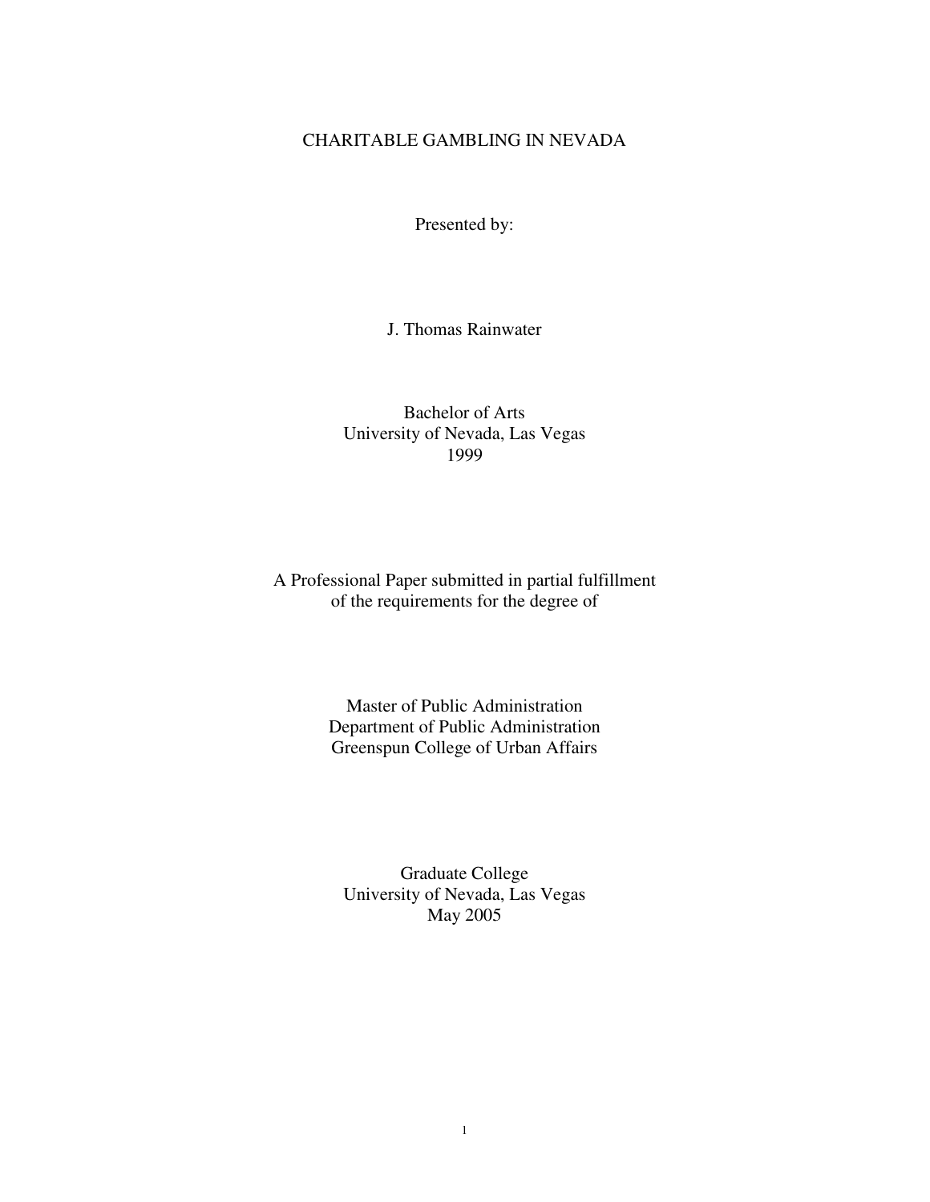# CHARITABLE GAMBLING IN NEVADA

Presented by:

J. Thomas Rainwater

Bachelor of Arts  
University of Nevada, Las Vegas  
1999

A Professional Paper submitted in partial fulfillment  
of the requirements for the degree of

Master of Public Administration  
Department of Public Administration  
Greenspun College of Urban Affairs

Graduate College  
University of Nevada, Las Vegas  
May 2005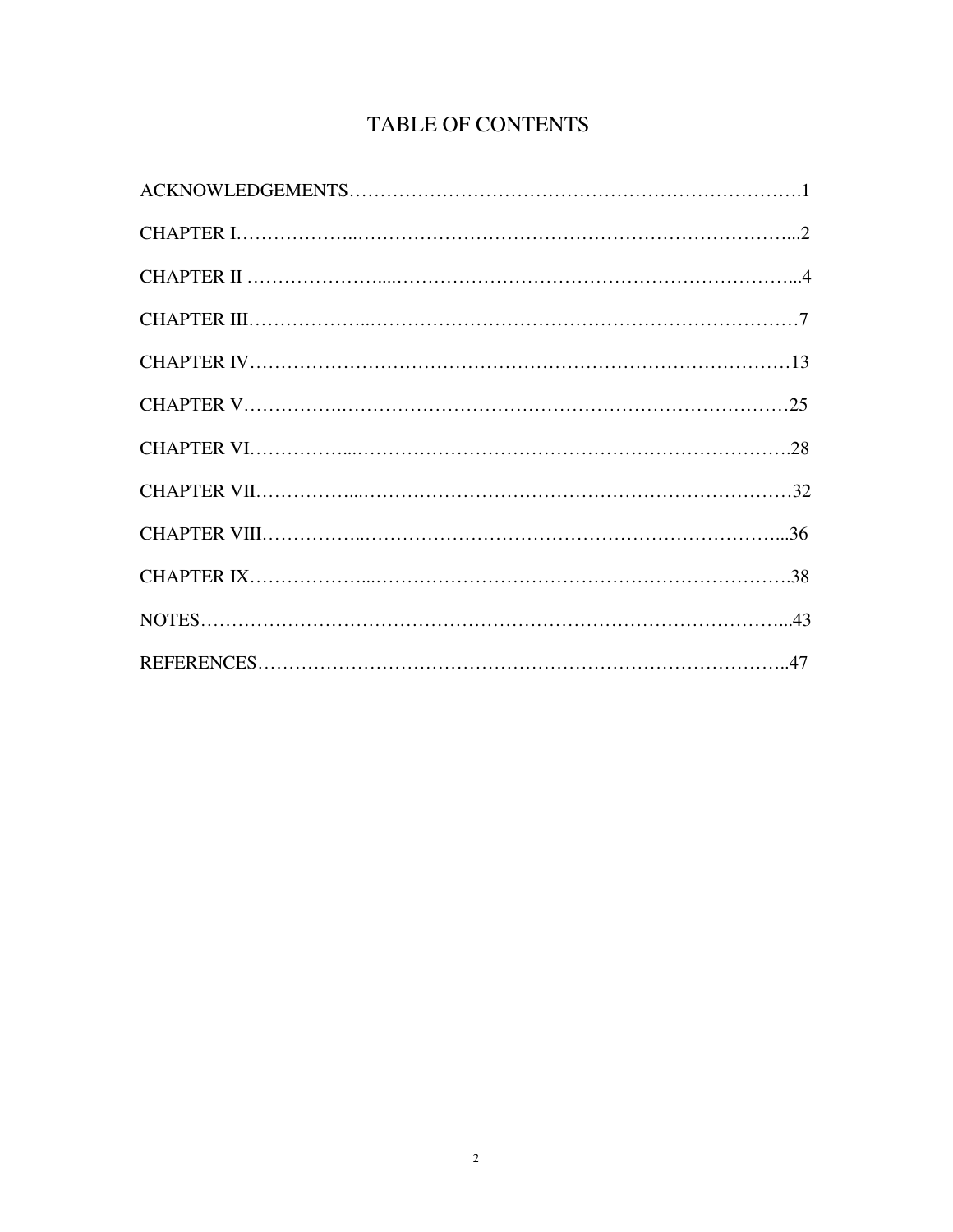# TABLE OF CONTENTS

ACKNOWLEDGEMENTS……………………………………………………………….1

CHAPTER I………………..…………………………………………………………...2

CHAPTER II ………………….....…………………………………………………...4

CHAPTER III………………..…………………………………………………………7

CHAPTER IV…………………………………………………………………………13

CHAPTER V……………..……………………….……………………….…….……25

CHAPTER VI……………...………………………………………………………….28

CHAPTER VII……………...……………………………….…………………………32

CHAPTER VIII……………..……………………………………………………….....36

CHAPTER IX………………...…………………………………………………………38

NOTES………………………………………………………………………………....43

REFERENCES……………….………………….……………………………………..47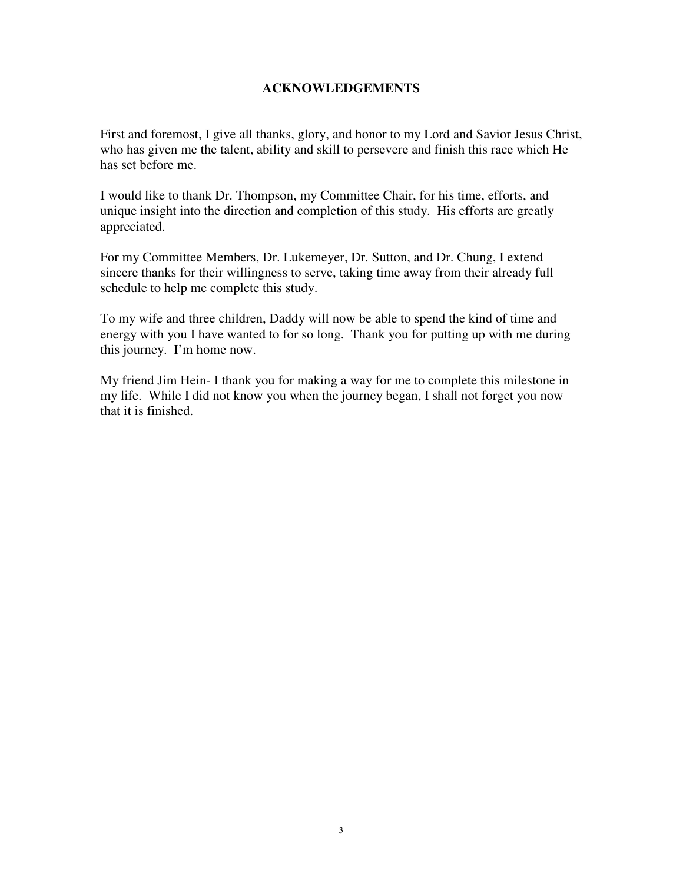## ACKNOWLEDGEMENTS

First and foremost, I give all thanks, glory, and honor to my Lord and Savior Jesus Christ, who has given me the talent, ability and skill to persevere and finish this race which He has set before me.

I would like to thank Dr. Thompson, my Committee Chair, for his time, efforts, and unique insight into the direction and completion of this study. His efforts are greatly appreciated.

For my Committee Members, Dr. Lukemeyer, Dr. Sutton, and Dr. Chung, I extend sincere thanks for their willingness to serve, taking time away from their already full schedule to help me complete this study.

To my wife and three children, Daddy will now be able to spend the kind of time and energy with you I have wanted to for so long. Thank you for putting up with me during this journey. I'm home now.

My friend Jim Hein- I thank you for making a way for me to complete this milestone in my life. While I did not know you when the journey began, I shall not forget you now that it is finished.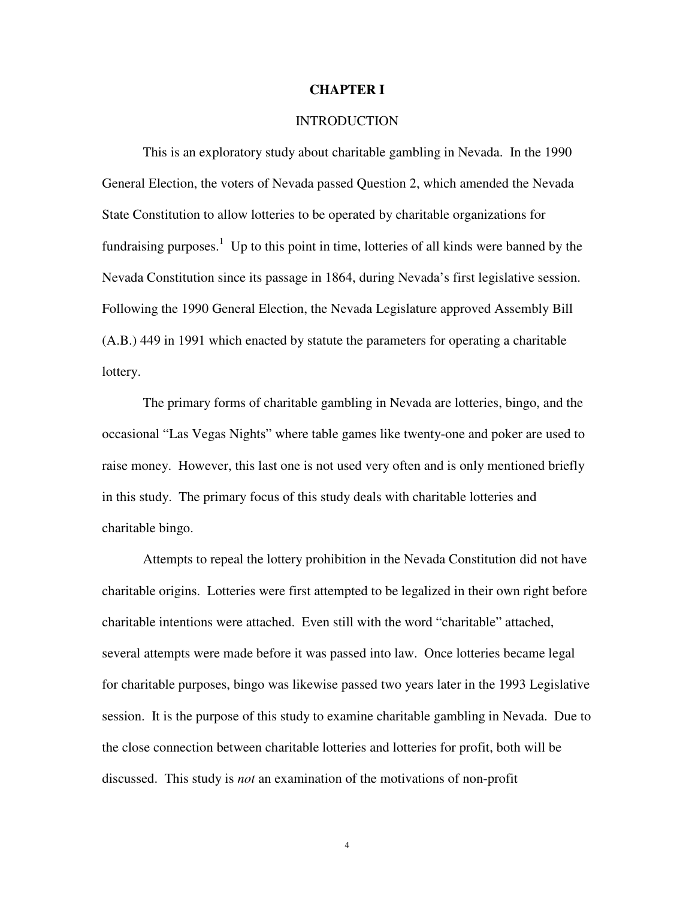# CHAPTER I

## INTRODUCTION

This is an exploratory study about charitable gambling in Nevada. In the 1990 General Election, the voters of Nevada passed Question 2, which amended the Nevada State Constitution to allow lotteries to be operated by charitable organizations for fundraising purposes.[1] Up to this point in time, lotteries of all kinds were banned by the Nevada Constitution since its passage in 1864, during Nevada's first legislative session. Following the 1990 General Election, the Nevada Legislature approved Assembly Bill (A.B.) 449 in 1991 which enacted by statute the parameters for operating a charitable lottery.

The primary forms of charitable gambling in Nevada are lotteries, bingo, and the occasional "Las Vegas Nights" where table games like twenty-one and poker are used to raise money. However, this last one is not used very often and is only mentioned briefly in this study. The primary focus of this study deals with charitable lotteries and charitable bingo.

Attempts to repeal the lottery prohibition in the Nevada Constitution did not have charitable origins. Lotteries were first attempted to be legalized in their own right before charitable intentions were attached. Even still with the word "charitable" attached, several attempts were made before it was passed into law. Once lotteries became legal for charitable purposes, bingo was likewise passed two years later in the 1993 Legislative session. It is the purpose of this study to examine charitable gambling in Nevada. Due to the close connection between charitable lotteries and lotteries for profit, both will be discussed. This study is *not* an examination of the motivations of non-profit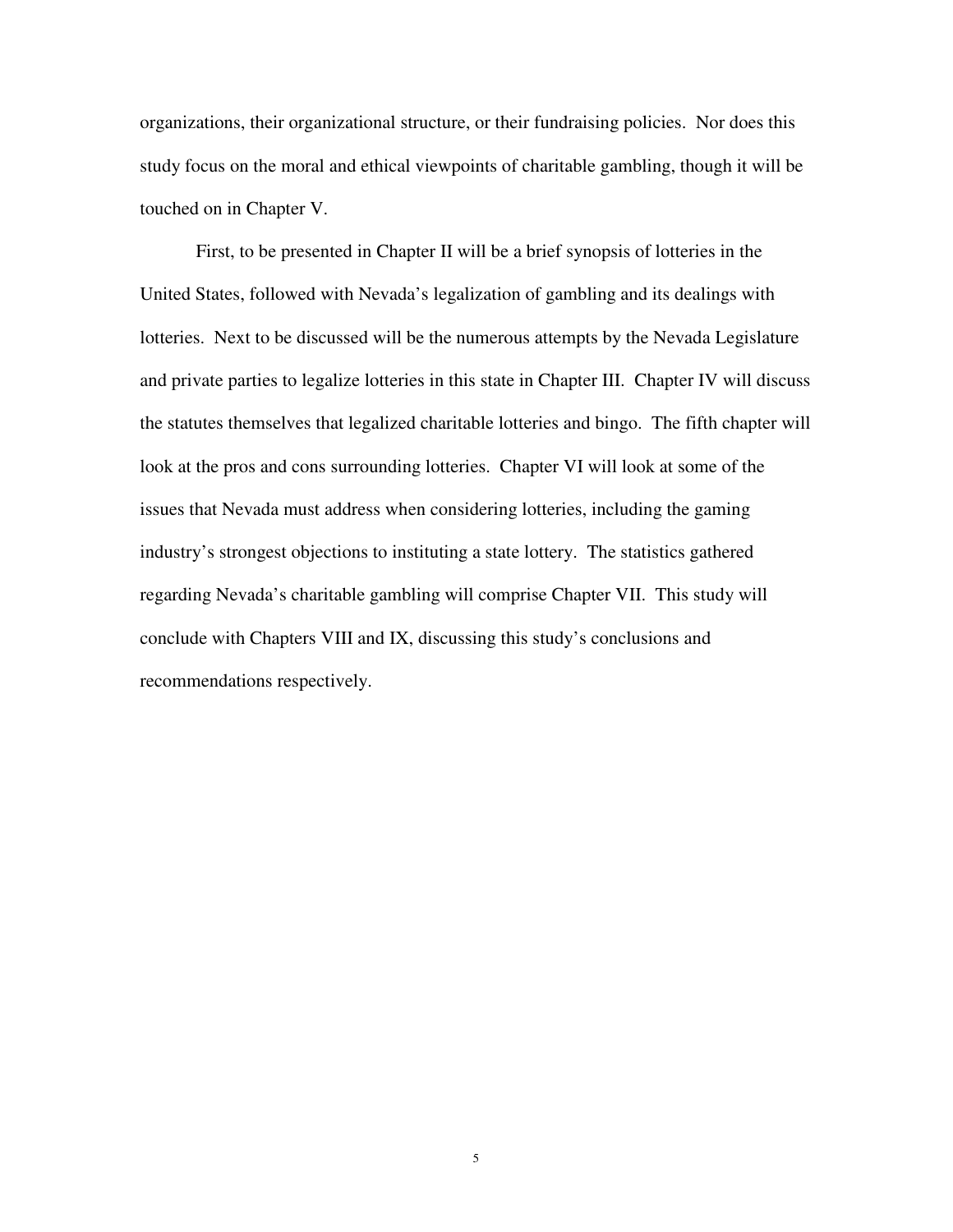organizations, their organizational structure, or their fundraising policies. Nor does this study focus on the moral and ethical viewpoints of charitable gambling, though it will be touched on in Chapter V.

First, to be presented in Chapter II will be a brief synopsis of lotteries in the United States, followed with Nevada's legalization of gambling and its dealings with lotteries. Next to be discussed will be the numerous attempts by the Nevada Legislature and private parties to legalize lotteries in this state in Chapter III. Chapter IV will discuss the statutes themselves that legalized charitable lotteries and bingo. The fifth chapter will look at the pros and cons surrounding lotteries. Chapter VI will look at some of the issues that Nevada must address when considering lotteries, including the gaming industry's strongest objections to instituting a state lottery. The statistics gathered regarding Nevada's charitable gambling will comprise Chapter VII. This study will conclude with Chapters VIII and IX, discussing this study's conclusions and recommendations respectively.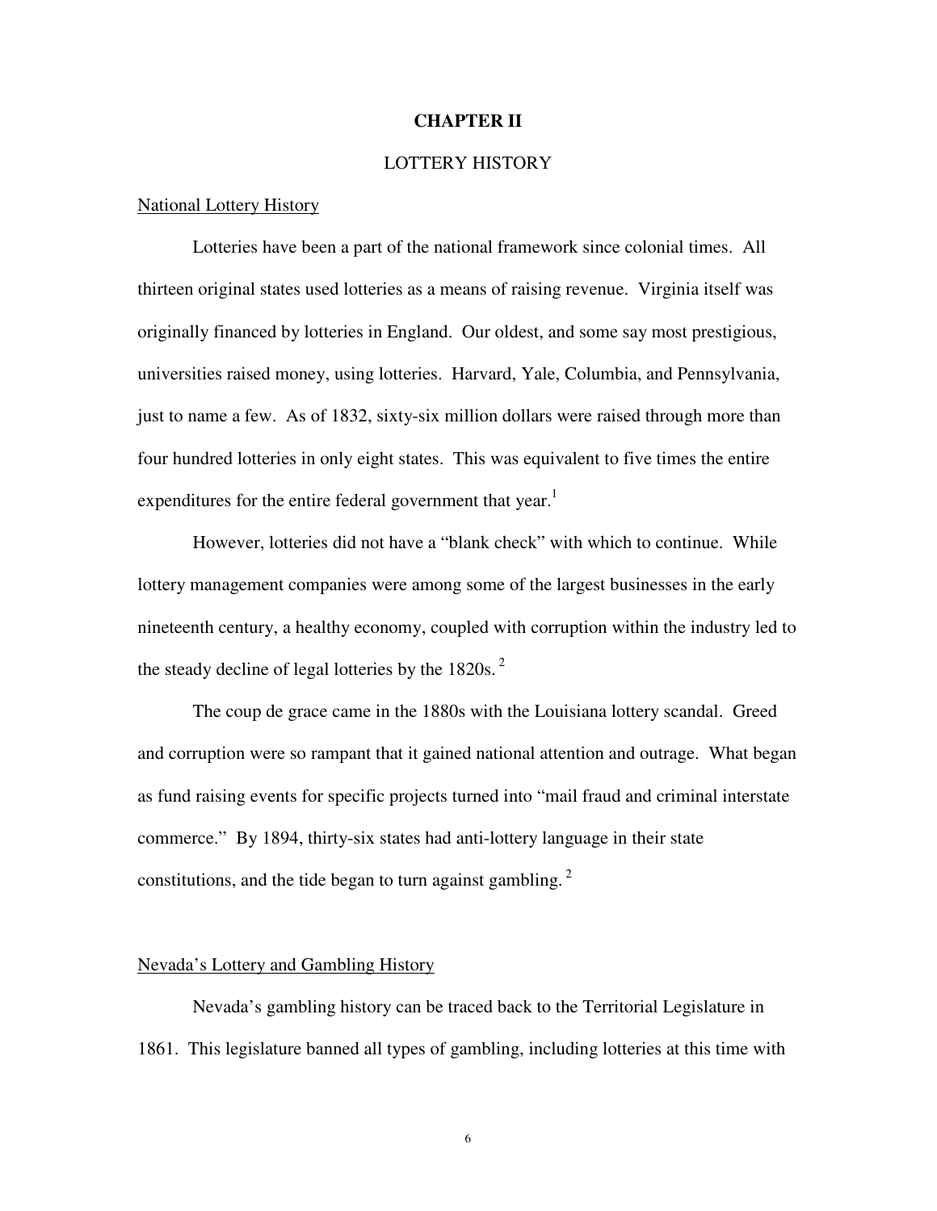# CHAPTER II

## LOTTERY HISTORY

### National Lottery History

Lotteries have been a part of the national framework since colonial times. All thirteen original states used lotteries as a means of raising revenue. Virginia itself was originally financed by lotteries in England. Our oldest, and some say most prestigious, universities raised money, using lotteries. Harvard, Yale, Columbia, and Pennsylvania, just to name a few. As of 1832, sixty-six million dollars were raised through more than four hundred lotteries in only eight states. This was equivalent to five times the entire expenditures for the entire federal government that year.[1]

However, lotteries did not have a "blank check" with which to continue. While lottery management companies were among some of the largest businesses in the early nineteenth century, a healthy economy, coupled with corruption within the industry led to the steady decline of legal lotteries by the 1820s.[2]

The coup de grace came in the 1880s with the Louisiana lottery scandal. Greed and corruption were so rampant that it gained national attention and outrage. What began as fund raising events for specific projects turned into "mail fraud and criminal interstate commerce." By 1894, thirty-six states had anti-lottery language in their state constitutions, and the tide began to turn against gambling.[2]

### Nevada's Lottery and Gambling History

Nevada's gambling history can be traced back to the Territorial Legislature in 1861. This legislature banned all types of gambling, including lotteries at this time with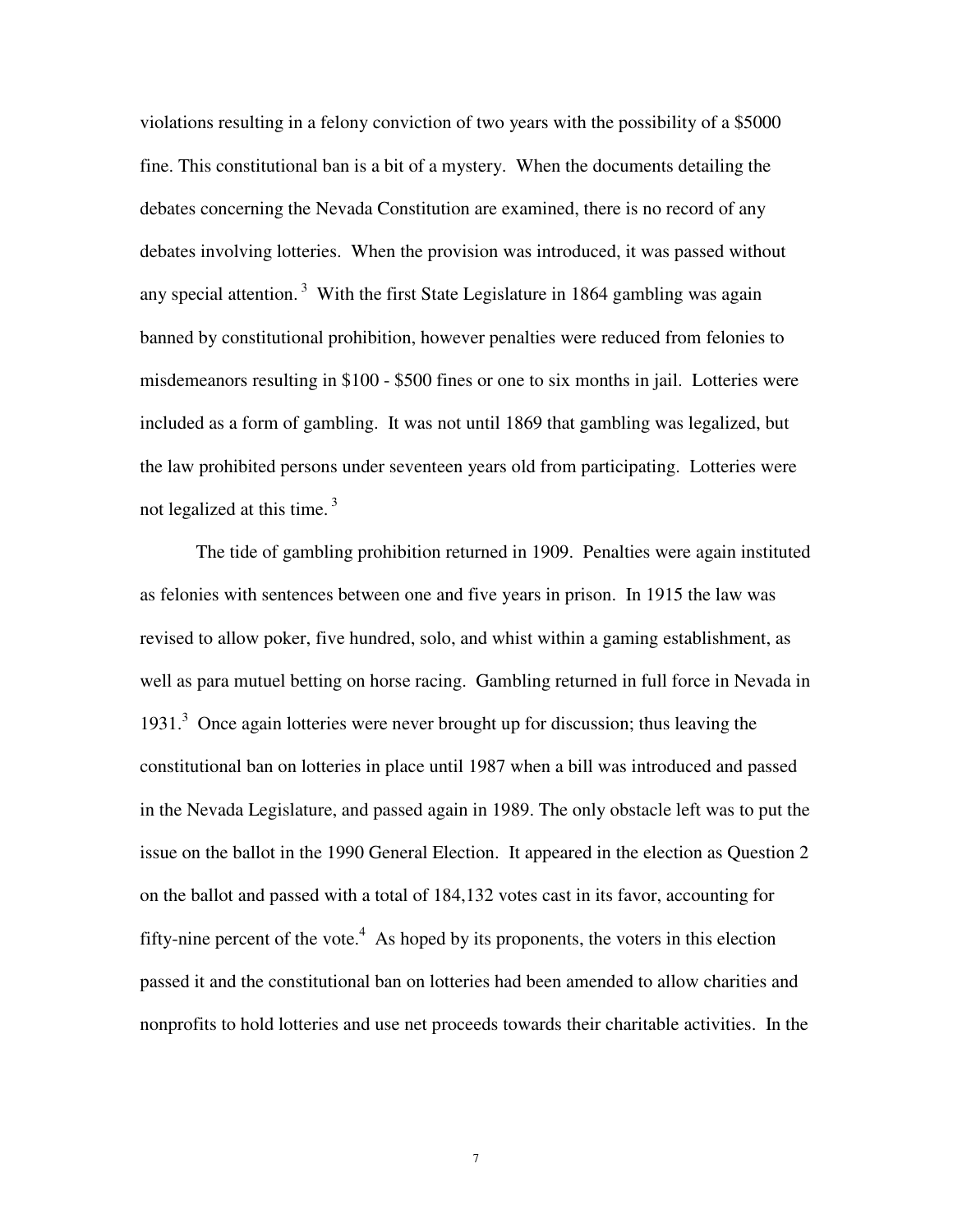violations resulting in a felony conviction of two years with the possibility of a $5000 fine. This constitutional ban is a bit of a mystery. When the documents detailing the debates concerning the Nevada Constitution are examined, there is no record of any debates involving lotteries. When the provision was introduced, it was passed without any special attention.[3] With the first State Legislature in 1864 gambling was again banned by constitutional prohibition, however penalties were reduced from felonies to misdemeanors resulting in $100 - $500 fines or one to six months in jail. Lotteries were included as a form of gambling. It was not until 1869 that gambling was legalized, but the law prohibited persons under seventeen years old from participating. Lotteries were not legalized at this time.[3]

The tide of gambling prohibition returned in 1909. Penalties were again instituted as felonies with sentences between one and five years in prison. In 1915 the law was revised to allow poker, five hundred, solo, and whist within a gaming establishment, as well as para mutuel betting on horse racing. Gambling returned in full force in Nevada in 1931.[3] Once again lotteries were never brought up for discussion; thus leaving the constitutional ban on lotteries in place until 1987 when a bill was introduced and passed in the Nevada Legislature, and passed again in 1989. The only obstacle left was to put the issue on the ballot in the 1990 General Election. It appeared in the election as Question 2 on the ballot and passed with a total of 184,132 votes cast in its favor, accounting for fifty-nine percent of the vote.[4] As hoped by its proponents, the voters in this election passed it and the constitutional ban on lotteries had been amended to allow charities and nonprofits to hold lotteries and use net proceeds towards their charitable activities. In the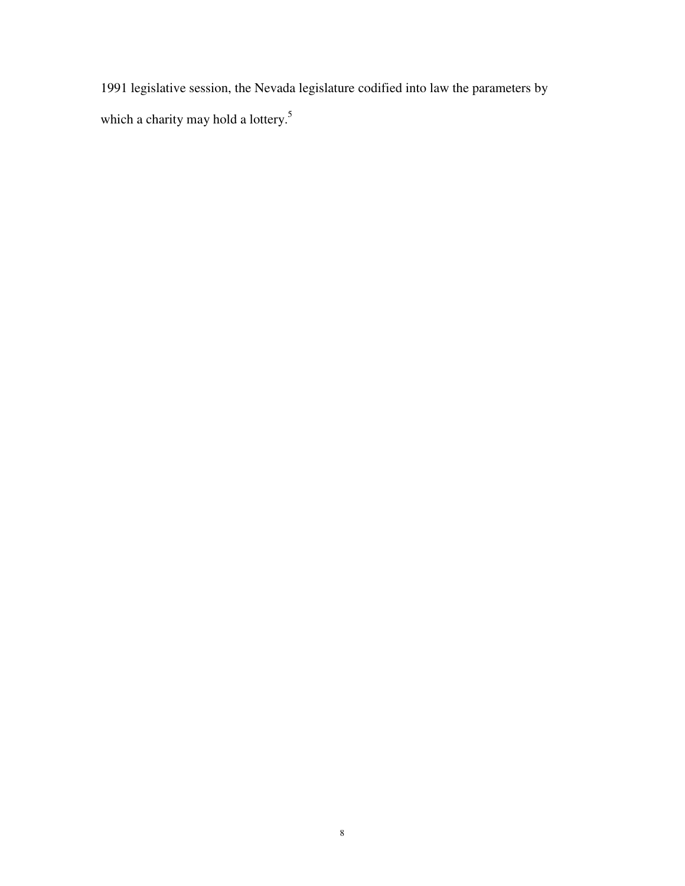1991 legislative session, the Nevada legislature codified into law the parameters by which a charity may hold a lottery.[5]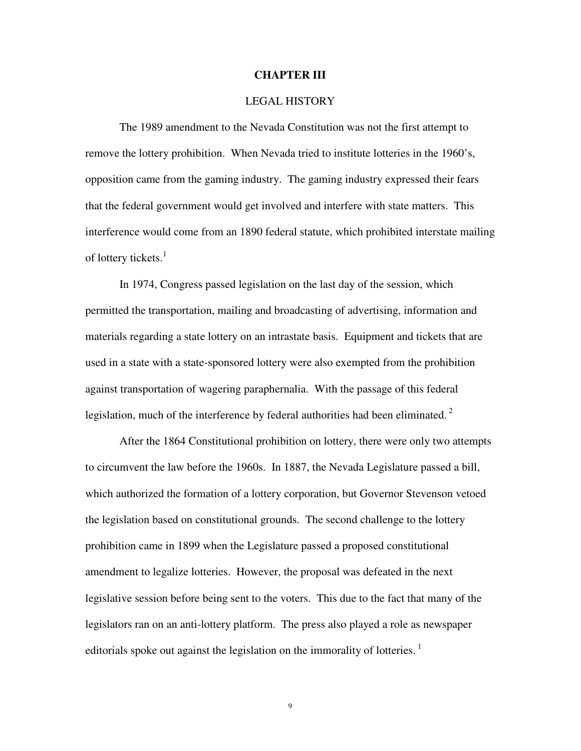# CHAPTER III

## LEGAL HISTORY

The 1989 amendment to the Nevada Constitution was not the first attempt to remove the lottery prohibition. When Nevada tried to institute lotteries in the 1960's, opposition came from the gaming industry. The gaming industry expressed their fears that the federal government would get involved and interfere with state matters. This interference would come from an 1890 federal statute, which prohibited interstate mailing of lottery tickets.[1]

In 1974, Congress passed legislation on the last day of the session, which permitted the transportation, mailing and broadcasting of advertising, information and materials regarding a state lottery on an intrastate basis. Equipment and tickets that are used in a state with a state-sponsored lottery were also exempted from the prohibition against transportation of wagering paraphernalia. With the passage of this federal legislation, much of the interference by federal authorities had been eliminated.[2]

After the 1864 Constitutional prohibition on lottery, there were only two attempts to circumvent the law before the 1960s. In 1887, the Nevada Legislature passed a bill, which authorized the formation of a lottery corporation, but Governor Stevenson vetoed the legislation based on constitutional grounds. The second challenge to the lottery prohibition came in 1899 when the Legislature passed a proposed constitutional amendment to legalize lotteries. However, the proposal was defeated in the next legislative session before being sent to the voters. This due to the fact that many of the legislators ran on an anti-lottery platform. The press also played a role as newspaper editorials spoke out against the legislation on the immorality of lotteries.[1]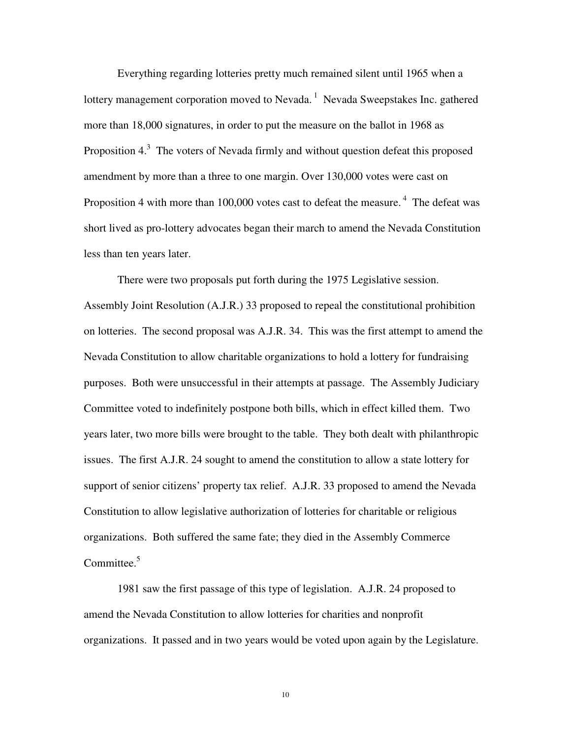Everything regarding lotteries pretty much remained silent until 1965 when a lottery management corporation moved to Nevada.[1] Nevada Sweepstakes Inc. gathered more than 18,000 signatures, in order to put the measure on the ballot in 1968 as Proposition 4.[3] The voters of Nevada firmly and without question defeat this proposed amendment by more than a three to one margin. Over 130,000 votes were cast on Proposition 4 with more than 100,000 votes cast to defeat the measure.[4] The defeat was short lived as pro-lottery advocates began their march to amend the Nevada Constitution less than ten years later.

There were two proposals put forth during the 1975 Legislative session. Assembly Joint Resolution (A.J.R.) 33 proposed to repeal the constitutional prohibition on lotteries. The second proposal was A.J.R. 34. This was the first attempt to amend the Nevada Constitution to allow charitable organizations to hold a lottery for fundraising purposes. Both were unsuccessful in their attempts at passage. The Assembly Judiciary Committee voted to indefinitely postpone both bills, which in effect killed them. Two years later, two more bills were brought to the table. They both dealt with philanthropic issues. The first A.J.R. 24 sought to amend the constitution to allow a state lottery for support of senior citizens' property tax relief. A.J.R. 33 proposed to amend the Nevada Constitution to allow legislative authorization of lotteries for charitable or religious organizations. Both suffered the same fate; they died in the Assembly Commerce Committee.[5]

1981 saw the first passage of this type of legislation. A.J.R. 24 proposed to amend the Nevada Constitution to allow lotteries for charities and nonprofit organizations. It passed and in two years would be voted upon again by the Legislature.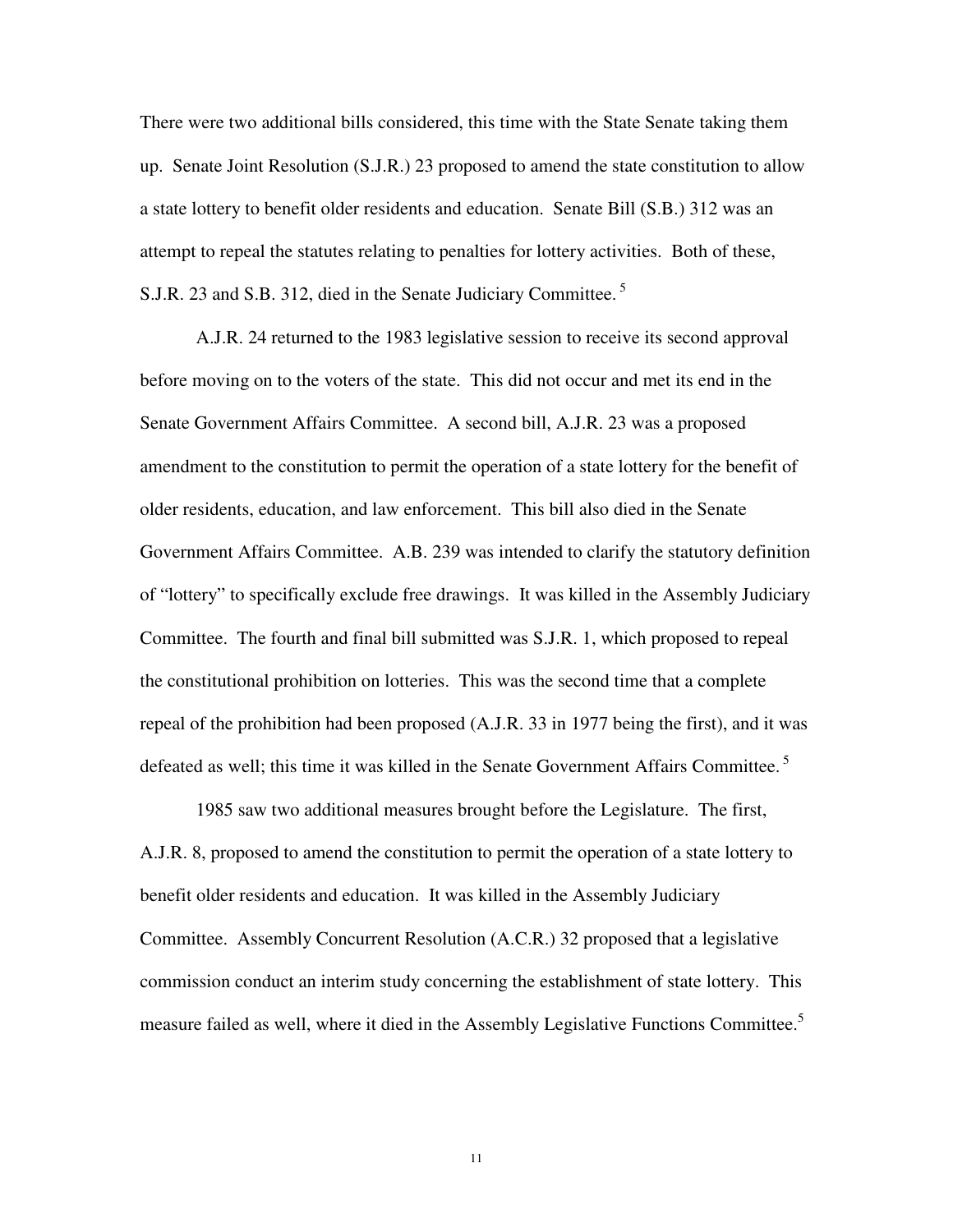There were two additional bills considered, this time with the State Senate taking them up. Senate Joint Resolution (S.J.R.) 23 proposed to amend the state constitution to allow a state lottery to benefit older residents and education. Senate Bill (S.B.) 312 was an attempt to repeal the statutes relating to penalties for lottery activities. Both of these, S.J.R. 23 and S.B. 312, died in the Senate Judiciary Committee. [5]

A.J.R. 24 returned to the 1983 legislative session to receive its second approval before moving on to the voters of the state. This did not occur and met its end in the Senate Government Affairs Committee. A second bill, A.J.R. 23 was a proposed amendment to the constitution to permit the operation of a state lottery for the benefit of older residents, education, and law enforcement. This bill also died in the Senate Government Affairs Committee. A.B. 239 was intended to clarify the statutory definition of "lottery" to specifically exclude free drawings. It was killed in the Assembly Judiciary Committee. The fourth and final bill submitted was S.J.R. 1, which proposed to repeal the constitutional prohibition on lotteries. This was the second time that a complete repeal of the prohibition had been proposed (A.J.R. 33 in 1977 being the first), and it was defeated as well; this time it was killed in the Senate Government Affairs Committee. [5]

1985 saw two additional measures brought before the Legislature. The first, A.J.R. 8, proposed to amend the constitution to permit the operation of a state lottery to benefit older residents and education. It was killed in the Assembly Judiciary Committee. Assembly Concurrent Resolution (A.C.R.) 32 proposed that a legislative commission conduct an interim study concerning the establishment of state lottery. This measure failed as well, where it died in the Assembly Legislative Functions Committee.[5]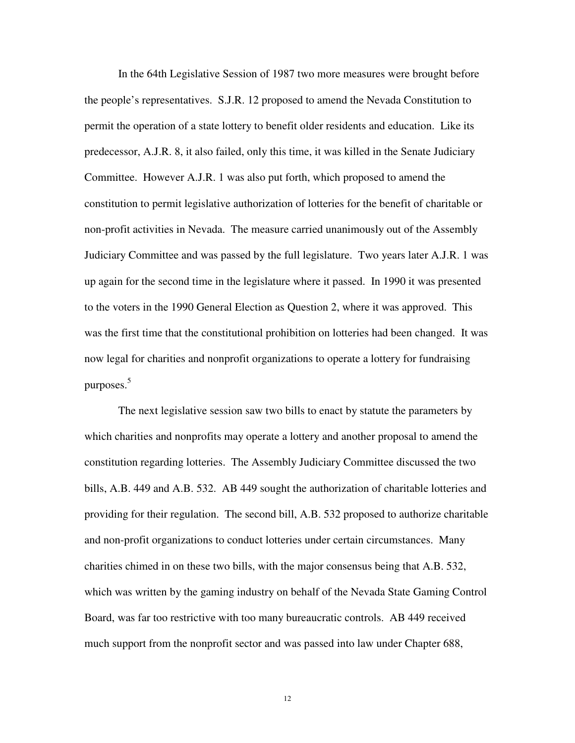In the 64th Legislative Session of 1987 two more measures were brought before the people's representatives. S.J.R. 12 proposed to amend the Nevada Constitution to permit the operation of a state lottery to benefit older residents and education. Like its predecessor, A.J.R. 8, it also failed, only this time, it was killed in the Senate Judiciary Committee. However A.J.R. 1 was also put forth, which proposed to amend the constitution to permit legislative authorization of lotteries for the benefit of charitable or non-profit activities in Nevada. The measure carried unanimously out of the Assembly Judiciary Committee and was passed by the full legislature. Two years later A.J.R. 1 was up again for the second time in the legislature where it passed. In 1990 it was presented to the voters in the 1990 General Election as Question 2, where it was approved. This was the first time that the constitutional prohibition on lotteries had been changed. It was now legal for charities and nonprofit organizations to operate a lottery for fundraising purposes.[5]

The next legislative session saw two bills to enact by statute the parameters by which charities and nonprofits may operate a lottery and another proposal to amend the constitution regarding lotteries. The Assembly Judiciary Committee discussed the two bills, A.B. 449 and A.B. 532. AB 449 sought the authorization of charitable lotteries and providing for their regulation. The second bill, A.B. 532 proposed to authorize charitable and non-profit organizations to conduct lotteries under certain circumstances. Many charities chimed in on these two bills, with the major consensus being that A.B. 532, which was written by the gaming industry on behalf of the Nevada State Gaming Control Board, was far too restrictive with too many bureaucratic controls. AB 449 received much support from the nonprofit sector and was passed into law under Chapter 688,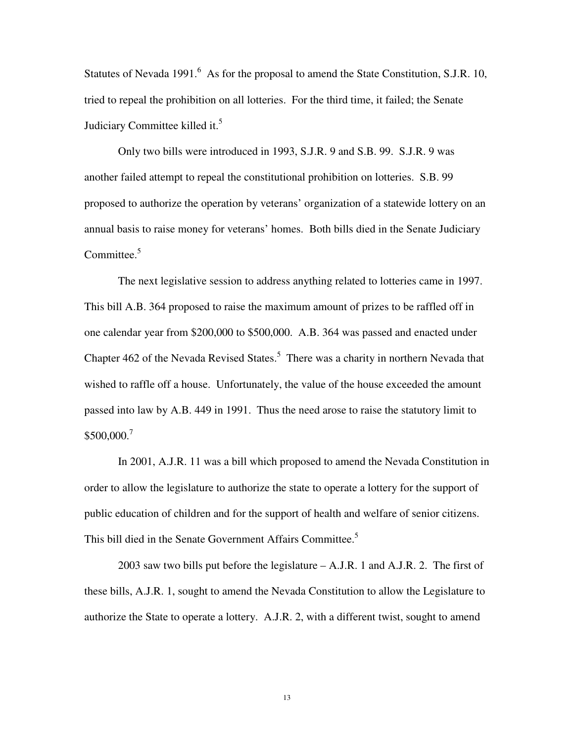Statutes of Nevada 1991.[6] As for the proposal to amend the State Constitution, S.J.R. 10, tried to repeal the prohibition on all lotteries. For the third time, it failed; the Senate Judiciary Committee killed it.[5]

Only two bills were introduced in 1993, S.J.R. 9 and S.B. 99. S.J.R. 9 was another failed attempt to repeal the constitutional prohibition on lotteries. S.B. 99 proposed to authorize the operation by veterans' organization of a statewide lottery on an annual basis to raise money for veterans' homes. Both bills died in the Senate Judiciary Committee.[5]

The next legislative session to address anything related to lotteries came in 1997. This bill A.B. 364 proposed to raise the maximum amount of prizes to be raffled off in one calendar year from $200,000 to $500,000. A.B. 364 was passed and enacted under Chapter 462 of the Nevada Revised States.[5] There was a charity in northern Nevada that wished to raffle off a house. Unfortunately, the value of the house exceeded the amount passed into law by A.B. 449 in 1991. Thus the need arose to raise the statutory limit to $500,000.[7]

In 2001, A.J.R. 11 was a bill which proposed to amend the Nevada Constitution in order to allow the legislature to authorize the state to operate a lottery for the support of public education of children and for the support of health and welfare of senior citizens. This bill died in the Senate Government Affairs Committee.[5]

2003 saw two bills put before the legislature – A.J.R. 1 and A.J.R. 2. The first of these bills, A.J.R. 1, sought to amend the Nevada Constitution to allow the Legislature to authorize the State to operate a lottery. A.J.R. 2, with a different twist, sought to amend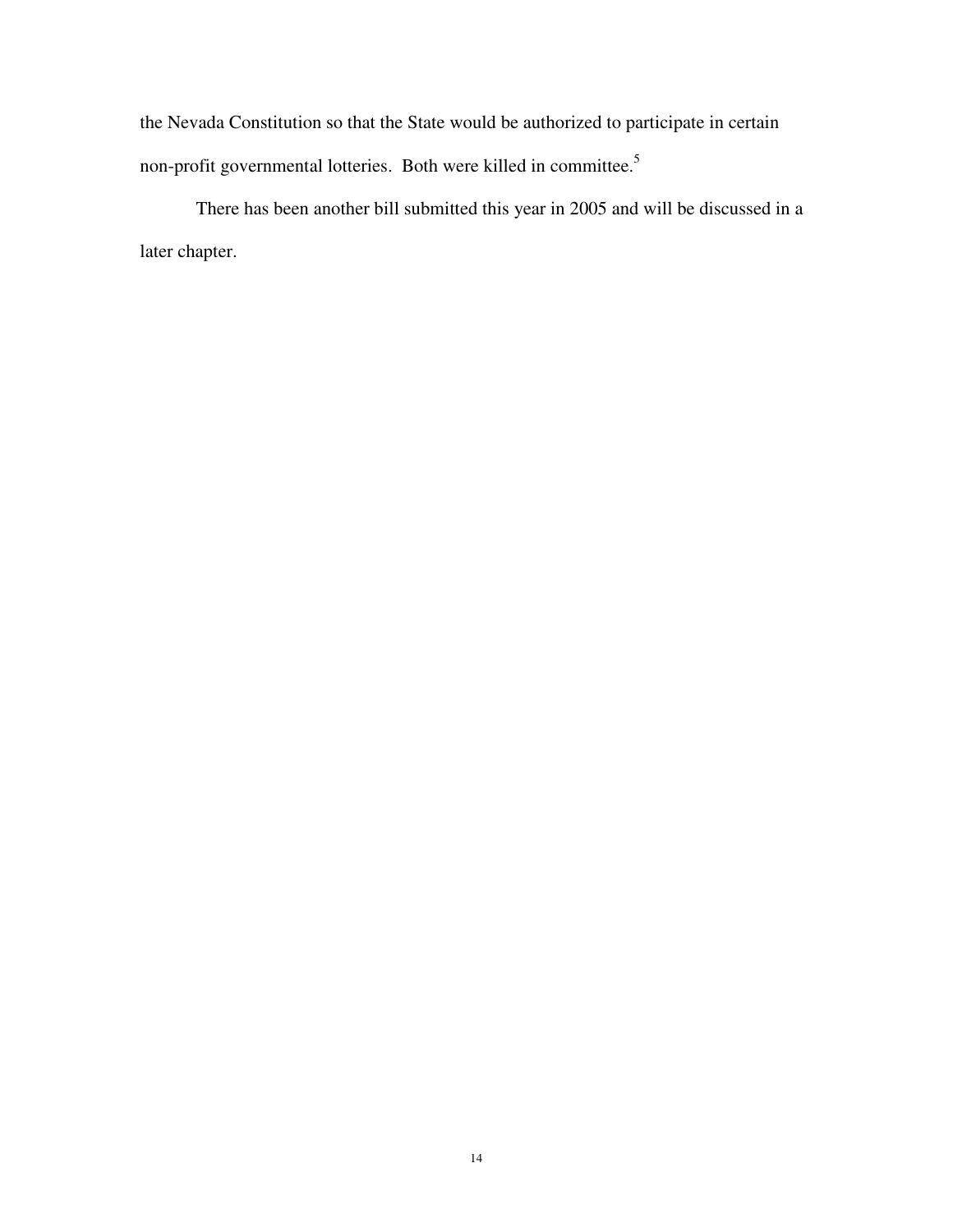the Nevada Constitution so that the State would be authorized to participate in certain non-profit governmental lotteries. Both were killed in committee.[5]

There has been another bill submitted this year in 2005 and will be discussed in a later chapter.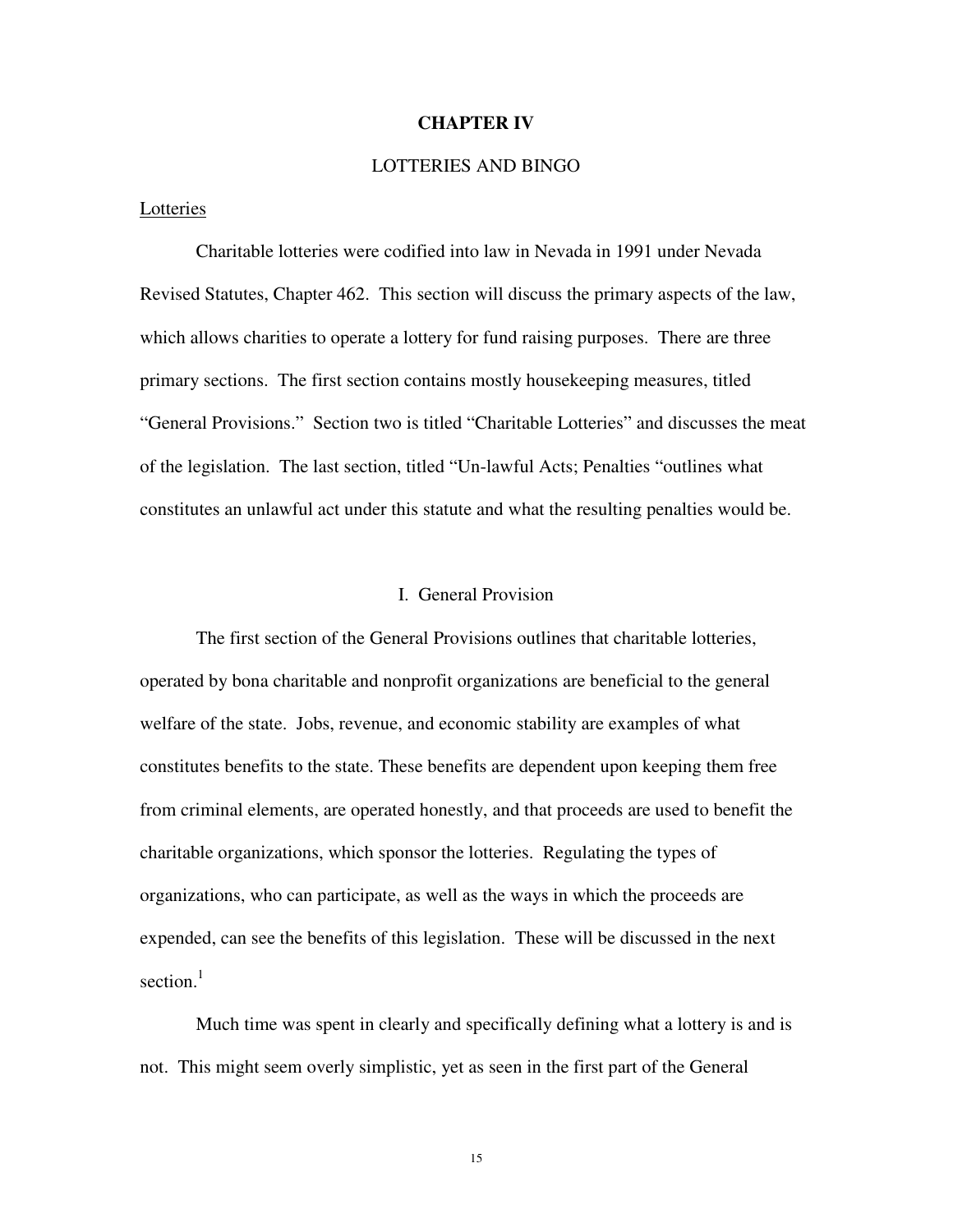# CHAPTER IV

## LOTTERIES AND BINGO

Lotteries

Charitable lotteries were codified into law in Nevada in 1991 under Nevada Revised Statutes, Chapter 462. This section will discuss the primary aspects of the law, which allows charities to operate a lottery for fund raising purposes. There are three primary sections. The first section contains mostly housekeeping measures, titled "General Provisions." Section two is titled "Charitable Lotteries" and discusses the meat of the legislation. The last section, titled "Un-lawful Acts; Penalties "outlines what constitutes an unlawful act under this statute and what the resulting penalties would be.

### I. General Provision

The first section of the General Provisions outlines that charitable lotteries, operated by bona charitable and nonprofit organizations are beneficial to the general welfare of the state. Jobs, revenue, and economic stability are examples of what constitutes benefits to the state. These benefits are dependent upon keeping them free from criminal elements, are operated honestly, and that proceeds are used to benefit the charitable organizations, which sponsor the lotteries. Regulating the types of organizations, who can participate, as well as the ways in which the proceeds are expended, can see the benefits of this legislation. These will be discussed in the next section.[1]

Much time was spent in clearly and specifically defining what a lottery is and is not. This might seem overly simplistic, yet as seen in the first part of the General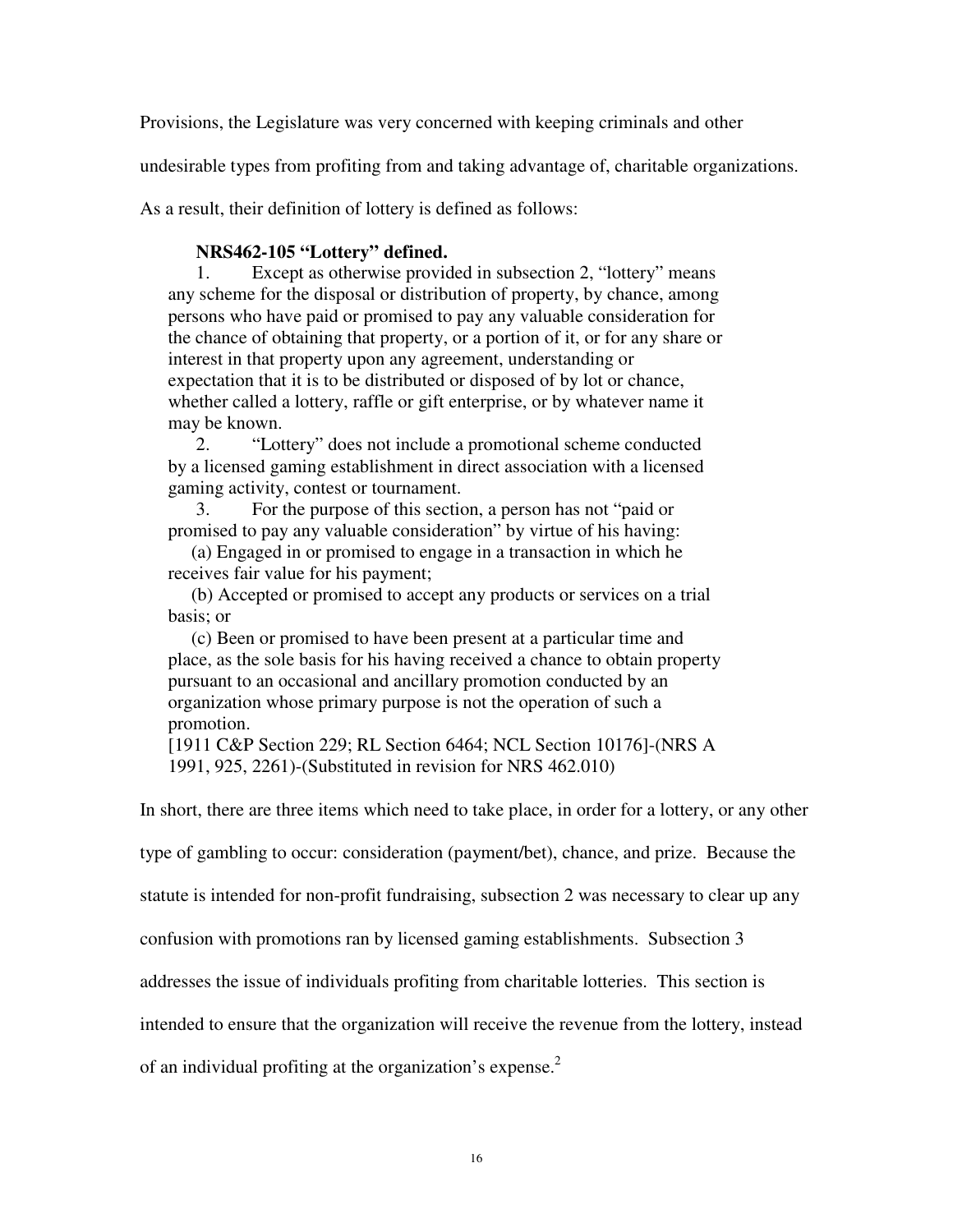Provisions, the Legislature was very concerned with keeping criminals and other undesirable types from profiting from and taking advantage of, charitable organizations. As a result, their definition of lottery is defined as follows:

> **NRS462-105 "Lottery" defined.**
>
> 1. Except as otherwise provided in subsection 2, "lottery" means any scheme for the disposal or distribution of property, by chance, among persons who have paid or promised to pay any valuable consideration for the chance of obtaining that property, or a portion of it, or for any share or interest in that property upon any agreement, understanding or expectation that it is to be distributed or disposed of by lot or chance, whether called a lottery, raffle or gift enterprise, or by whatever name it may be known.
> 2. "Lottery" does not include a promotional scheme conducted by a licensed gaming establishment in direct association with a licensed gaming activity, contest or tournament.
> 3. For the purpose of this section, a person has not "paid or promised to pay any valuable consideration" by virtue of his having:
>
>    (a) Engaged in or promised to engage in a transaction in which he receives fair value for his payment;
>
>    (b) Accepted or promised to accept any products or services on a trial basis; or
>
>    (c) Been or promised to have been present at a particular time and place, as the sole basis for his having received a chance to obtain property pursuant to an occasional and ancillary promotion conducted by an organization whose primary purpose is not the operation of such a promotion.
>
> [1911 C&P Section 229; RL Section 6464; NCL Section 10176]-(NRS A 1991, 925, 2261)-(Substituted in revision for NRS 462.010)

In short, there are three items which need to take place, in order for a lottery, or any other type of gambling to occur: consideration (payment/bet), chance, and prize. Because the statute is intended for non-profit fundraising, subsection 2 was necessary to clear up any confusion with promotions ran by licensed gaming establishments. Subsection 3 addresses the issue of individuals profiting from charitable lotteries. This section is intended to ensure that the organization will receive the revenue from the lottery, instead of an individual profiting at the organization's expense.[2]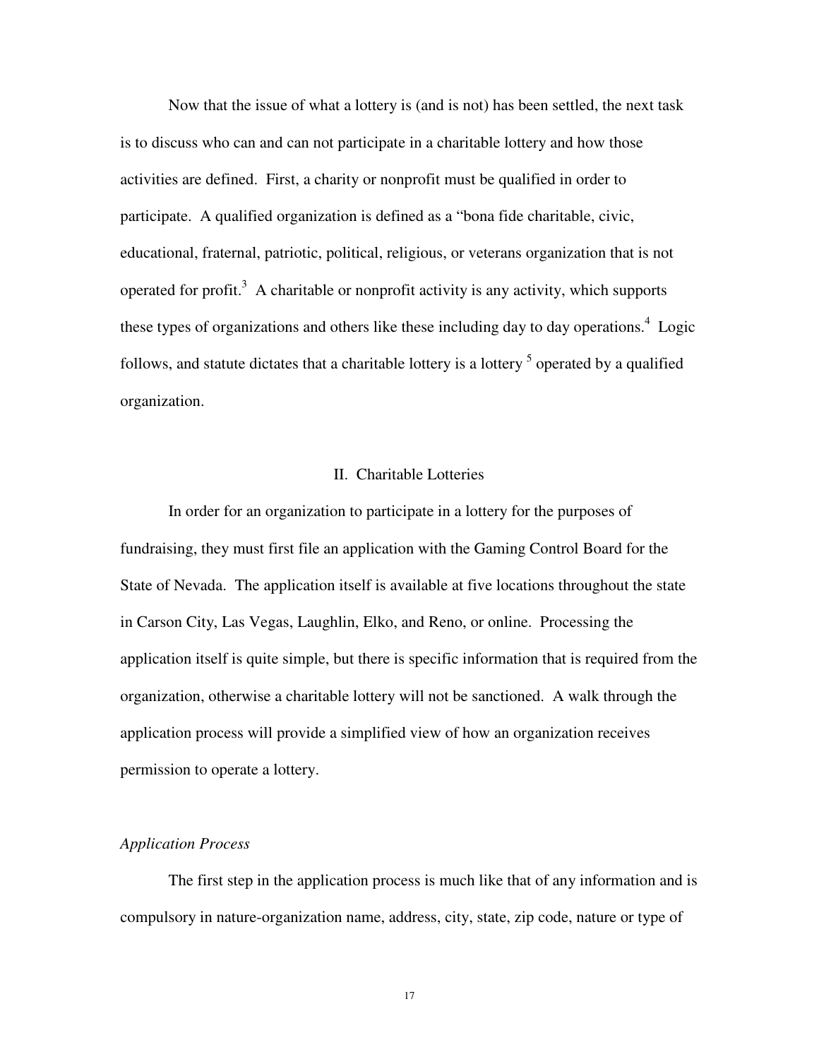Now that the issue of what a lottery is (and is not) has been settled, the next task is to discuss who can and can not participate in a charitable lottery and how those activities are defined. First, a charity or nonprofit must be qualified in order to participate. A qualified organization is defined as a "bona fide charitable, civic, educational, fraternal, patriotic, political, religious, or veterans organization that is not operated for profit.[3] A charitable or nonprofit activity is any activity, which supports these types of organizations and others like these including day to day operations.[4] Logic follows, and statute dictates that a charitable lottery is a lottery [5] operated by a qualified organization.

## II. Charitable Lotteries

In order for an organization to participate in a lottery for the purposes of fundraising, they must first file an application with the Gaming Control Board for the State of Nevada. The application itself is available at five locations throughout the state in Carson City, Las Vegas, Laughlin, Elko, and Reno, or online. Processing the application itself is quite simple, but there is specific information that is required from the organization, otherwise a charitable lottery will not be sanctioned. A walk through the application process will provide a simplified view of how an organization receives permission to operate a lottery.

### *Application Process*

The first step in the application process is much like that of any information and is compulsory in nature-organization name, address, city, state, zip code, nature or type of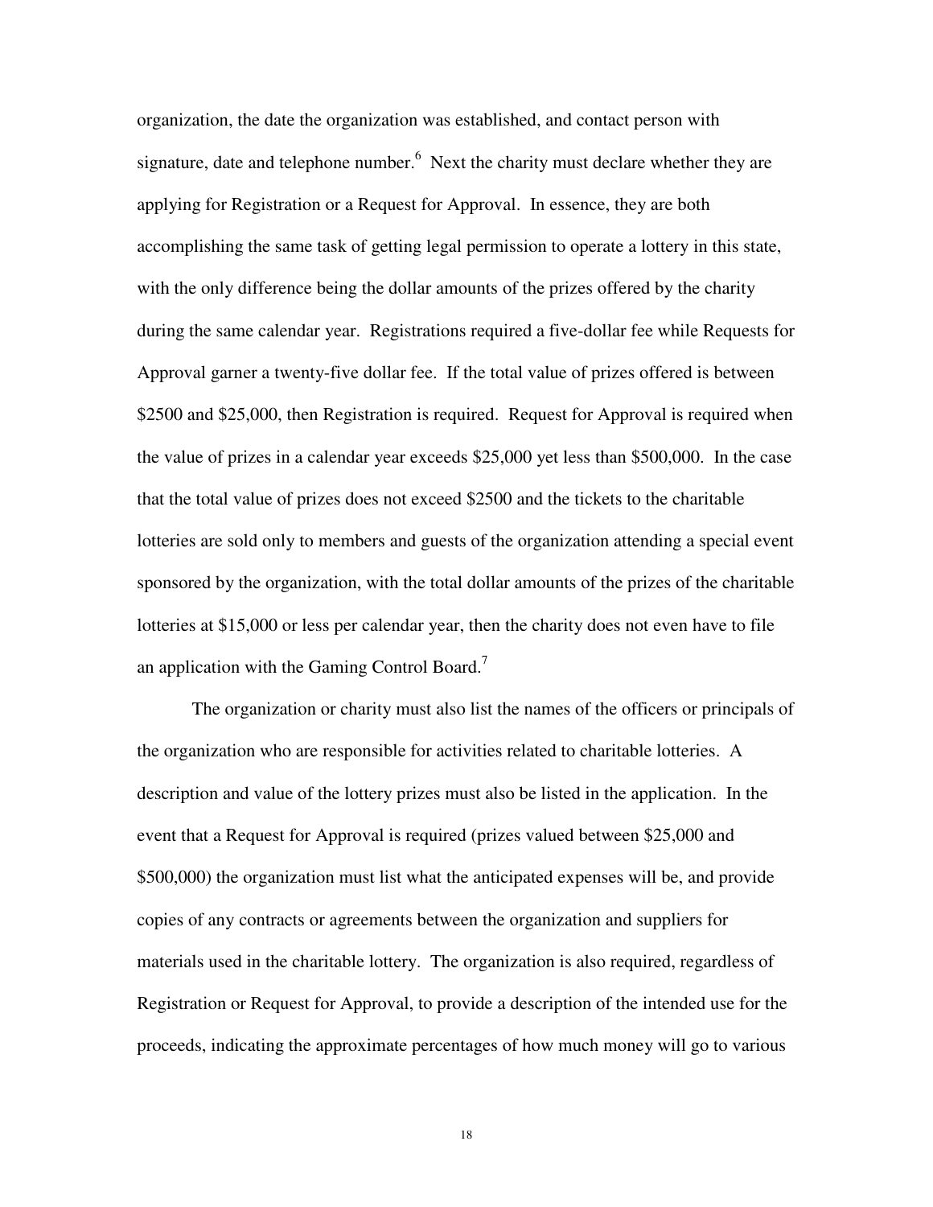organization, the date the organization was established, and contact person with signature, date and telephone number.[6] Next the charity must declare whether they are applying for Registration or a Request for Approval. In essence, they are both accomplishing the same task of getting legal permission to operate a lottery in this state, with the only difference being the dollar amounts of the prizes offered by the charity during the same calendar year. Registrations required a five-dollar fee while Requests for Approval garner a twenty-five dollar fee. If the total value of prizes offered is between $2500 and $25,000, then Registration is required. Request for Approval is required when the value of prizes in a calendar year exceeds $25,000 yet less than $500,000. In the case that the total value of prizes does not exceed $2500 and the tickets to the charitable lotteries are sold only to members and guests of the organization attending a special event sponsored by the organization, with the total dollar amounts of the prizes of the charitable lotteries at $15,000 or less per calendar year, then the charity does not even have to file an application with the Gaming Control Board.[7]

The organization or charity must also list the names of the officers or principals of the organization who are responsible for activities related to charitable lotteries. A description and value of the lottery prizes must also be listed in the application. In the event that a Request for Approval is required (prizes valued between $25,000 and $500,000) the organization must list what the anticipated expenses will be, and provide copies of any contracts or agreements between the organization and suppliers for materials used in the charitable lottery. The organization is also required, regardless of Registration or Request for Approval, to provide a description of the intended use for the proceeds, indicating the approximate percentages of how much money will go to various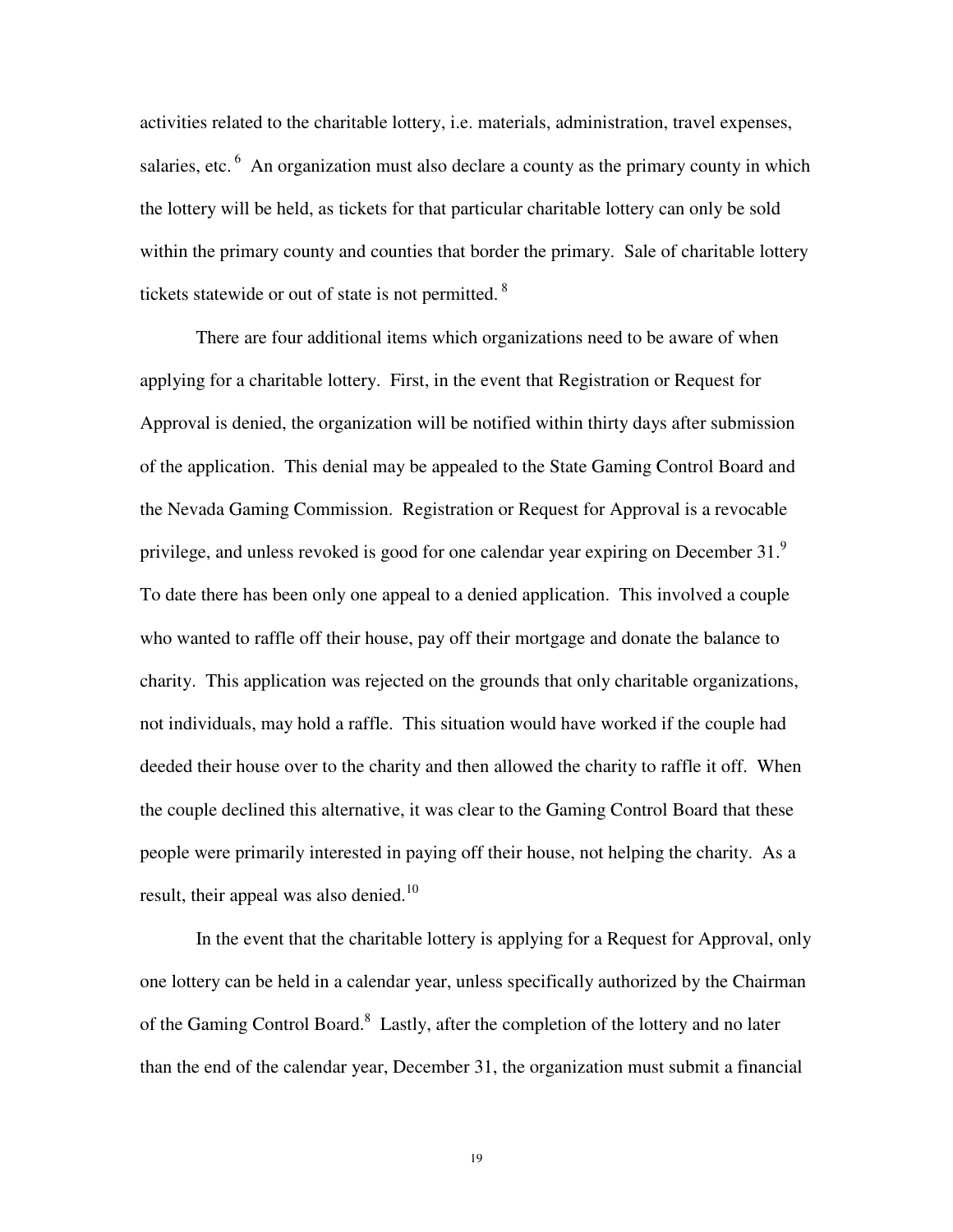activities related to the charitable lottery, i.e. materials, administration, travel expenses, salaries, etc. [6] An organization must also declare a county as the primary county in which the lottery will be held, as tickets for that particular charitable lottery can only be sold within the primary county and counties that border the primary. Sale of charitable lottery tickets statewide or out of state is not permitted. [8]

There are four additional items which organizations need to be aware of when applying for a charitable lottery. First, in the event that Registration or Request for Approval is denied, the organization will be notified within thirty days after submission of the application. This denial may be appealed to the State Gaming Control Board and the Nevada Gaming Commission. Registration or Request for Approval is a revocable privilege, and unless revoked is good for one calendar year expiring on December 31.[9] To date there has been only one appeal to a denied application. This involved a couple who wanted to raffle off their house, pay off their mortgage and donate the balance to charity. This application was rejected on the grounds that only charitable organizations, not individuals, may hold a raffle. This situation would have worked if the couple had deeded their house over to the charity and then allowed the charity to raffle it off. When the couple declined this alternative, it was clear to the Gaming Control Board that these people were primarily interested in paying off their house, not helping the charity. As a result, their appeal was also denied.[10]

In the event that the charitable lottery is applying for a Request for Approval, only one lottery can be held in a calendar year, unless specifically authorized by the Chairman of the Gaming Control Board.[8] Lastly, after the completion of the lottery and no later than the end of the calendar year, December 31, the organization must submit a financial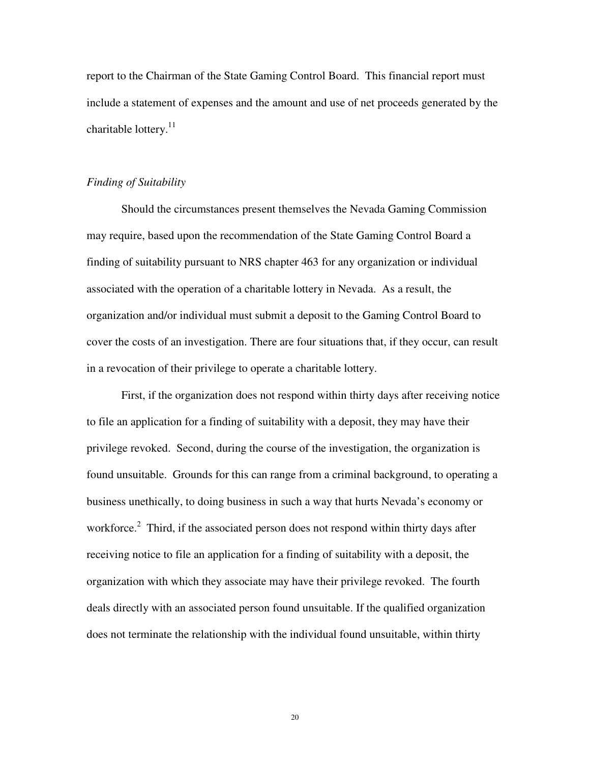report to the Chairman of the State Gaming Control Board. This financial report must include a statement of expenses and the amount and use of net proceeds generated by the charitable lottery.[11]

*Finding of Suitability*

Should the circumstances present themselves the Nevada Gaming Commission may require, based upon the recommendation of the State Gaming Control Board a finding of suitability pursuant to NRS chapter 463 for any organization or individual associated with the operation of a charitable lottery in Nevada. As a result, the organization and/or individual must submit a deposit to the Gaming Control Board to cover the costs of an investigation. There are four situations that, if they occur, can result in a revocation of their privilege to operate a charitable lottery.

First, if the organization does not respond within thirty days after receiving notice to file an application for a finding of suitability with a deposit, they may have their privilege revoked. Second, during the course of the investigation, the organization is found unsuitable. Grounds for this can range from a criminal background, to operating a business unethically, to doing business in such a way that hurts Nevada's economy or workforce.[2] Third, if the associated person does not respond within thirty days after receiving notice to file an application for a finding of suitability with a deposit, the organization with which they associate may have their privilege revoked. The fourth deals directly with an associated person found unsuitable. If the qualified organization does not terminate the relationship with the individual found unsuitable, within thirty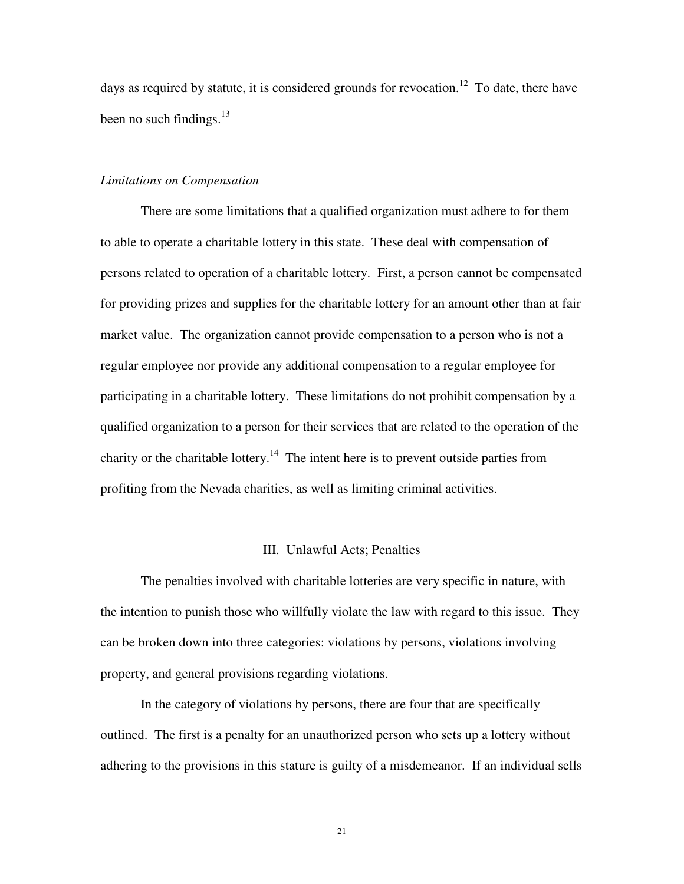days as required by statute, it is considered grounds for revocation.[12] To date, there have been no such findings.[13]

*Limitations on Compensation*

There are some limitations that a qualified organization must adhere to for them to able to operate a charitable lottery in this state. These deal with compensation of persons related to operation of a charitable lottery. First, a person cannot be compensated for providing prizes and supplies for the charitable lottery for an amount other than at fair market value. The organization cannot provide compensation to a person who is not a regular employee nor provide any additional compensation to a regular employee for participating in a charitable lottery. These limitations do not prohibit compensation by a qualified organization to a person for their services that are related to the operation of the charity or the charitable lottery.[14] The intent here is to prevent outside parties from profiting from the Nevada charities, as well as limiting criminal activities.

## III. Unlawful Acts; Penalties

The penalties involved with charitable lotteries are very specific in nature, with the intention to punish those who willfully violate the law with regard to this issue. They can be broken down into three categories: violations by persons, violations involving property, and general provisions regarding violations.

In the category of violations by persons, there are four that are specifically outlined. The first is a penalty for an unauthorized person who sets up a lottery without adhering to the provisions in this stature is guilty of a misdemeanor. If an individual sells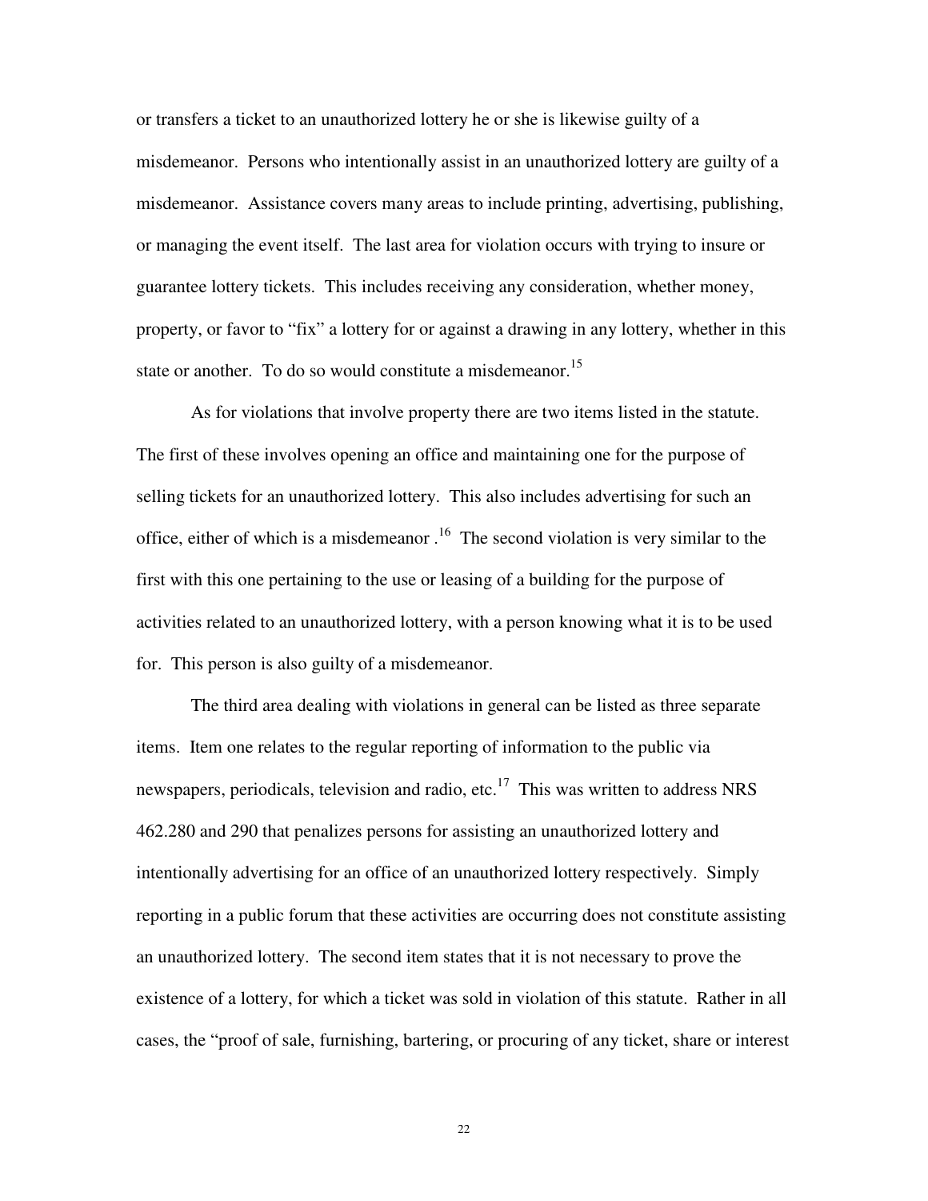or transfers a ticket to an unauthorized lottery he or she is likewise guilty of a misdemeanor. Persons who intentionally assist in an unauthorized lottery are guilty of a misdemeanor. Assistance covers many areas to include printing, advertising, publishing, or managing the event itself. The last area for violation occurs with trying to insure or guarantee lottery tickets. This includes receiving any consideration, whether money, property, or favor to "fix" a lottery for or against a drawing in any lottery, whether in this state or another. To do so would constitute a misdemeanor.[15]

As for violations that involve property there are two items listed in the statute. The first of these involves opening an office and maintaining one for the purpose of selling tickets for an unauthorized lottery. This also includes advertising for such an office, either of which is a misdemeanor .[16] The second violation is very similar to the first with this one pertaining to the use or leasing of a building for the purpose of activities related to an unauthorized lottery, with a person knowing what it is to be used for. This person is also guilty of a misdemeanor.

The third area dealing with violations in general can be listed as three separate items. Item one relates to the regular reporting of information to the public via newspapers, periodicals, television and radio, etc.[17] This was written to address NRS 462.280 and 290 that penalizes persons for assisting an unauthorized lottery and intentionally advertising for an office of an unauthorized lottery respectively. Simply reporting in a public forum that these activities are occurring does not constitute assisting an unauthorized lottery. The second item states that it is not necessary to prove the existence of a lottery, for which a ticket was sold in violation of this statute. Rather in all cases, the "proof of sale, furnishing, bartering, or procuring of any ticket, share or interest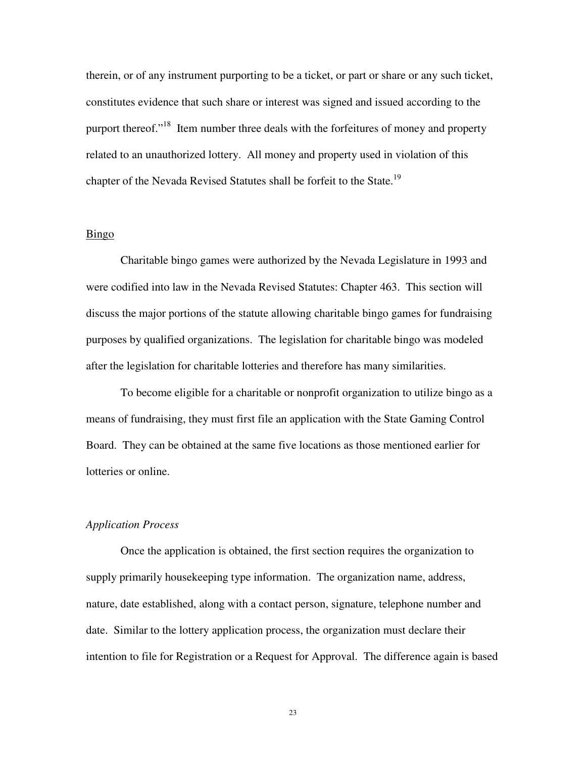therein, or of any instrument purporting to be a ticket, or part or share or any such ticket, constitutes evidence that such share or interest was signed and issued according to the purport thereof."[18] Item number three deals with the forfeitures of money and property related to an unauthorized lottery. All money and property used in violation of this chapter of the Nevada Revised Statutes shall be forfeit to the State.[19]

## Bingo

Charitable bingo games were authorized by the Nevada Legislature in 1993 and were codified into law in the Nevada Revised Statutes: Chapter 463. This section will discuss the major portions of the statute allowing charitable bingo games for fundraising purposes by qualified organizations. The legislation for charitable bingo was modeled after the legislation for charitable lotteries and therefore has many similarities.

To become eligible for a charitable or nonprofit organization to utilize bingo as a means of fundraising, they must first file an application with the State Gaming Control Board. They can be obtained at the same five locations as those mentioned earlier for lotteries or online.

### *Application Process*

Once the application is obtained, the first section requires the organization to supply primarily housekeeping type information. The organization name, address, nature, date established, along with a contact person, signature, telephone number and date. Similar to the lottery application process, the organization must declare their intention to file for Registration or a Request for Approval. The difference again is based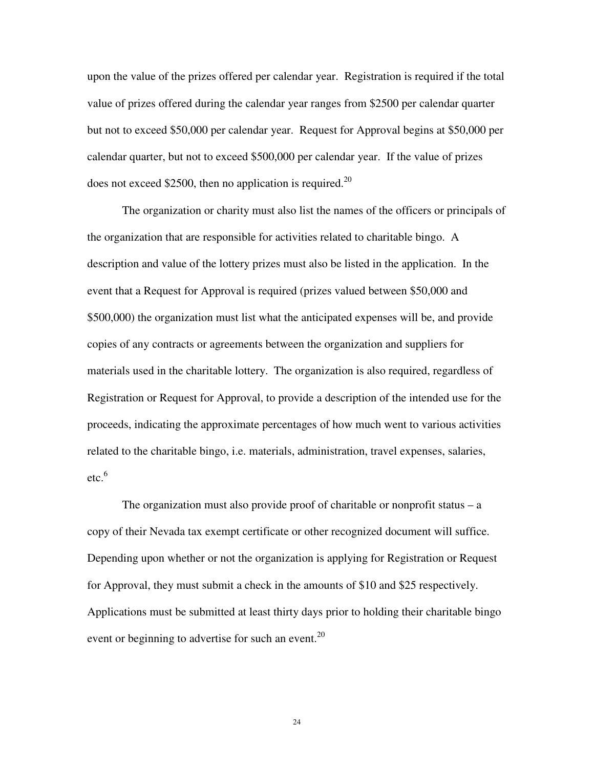upon the value of the prizes offered per calendar year. Registration is required if the total value of prizes offered during the calendar year ranges from $2500 per calendar quarter but not to exceed $50,000 per calendar year. Request for Approval begins at $50,000 per calendar quarter, but not to exceed $500,000 per calendar year. If the value of prizes does not exceed $2500, then no application is required.[20]

The organization or charity must also list the names of the officers or principals of the organization that are responsible for activities related to charitable bingo. A description and value of the lottery prizes must also be listed in the application. In the event that a Request for Approval is required (prizes valued between $50,000 and $500,000) the organization must list what the anticipated expenses will be, and provide copies of any contracts or agreements between the organization and suppliers for materials used in the charitable lottery. The organization is also required, regardless of Registration or Request for Approval, to provide a description of the intended use for the proceeds, indicating the approximate percentages of how much went to various activities related to the charitable bingo, i.e. materials, administration, travel expenses, salaries, etc.[6]

The organization must also provide proof of charitable or nonprofit status – a copy of their Nevada tax exempt certificate or other recognized document will suffice. Depending upon whether or not the organization is applying for Registration or Request for Approval, they must submit a check in the amounts of $10 and $25 respectively. Applications must be submitted at least thirty days prior to holding their charitable bingo event or beginning to advertise for such an event.[20]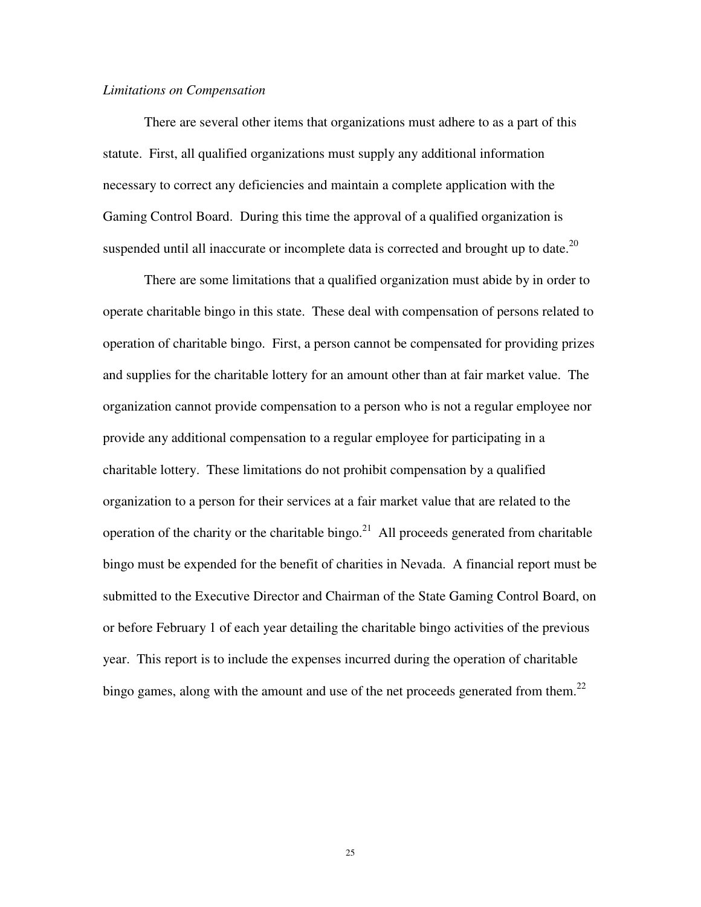*Limitations on Compensation*

There are several other items that organizations must adhere to as a part of this statute. First, all qualified organizations must supply any additional information necessary to correct any deficiencies and maintain a complete application with the Gaming Control Board. During this time the approval of a qualified organization is suspended until all inaccurate or incomplete data is corrected and brought up to date.[20]

There are some limitations that a qualified organization must abide by in order to operate charitable bingo in this state. These deal with compensation of persons related to operation of charitable bingo. First, a person cannot be compensated for providing prizes and supplies for the charitable lottery for an amount other than at fair market value. The organization cannot provide compensation to a person who is not a regular employee nor provide any additional compensation to a regular employee for participating in a charitable lottery. These limitations do not prohibit compensation by a qualified organization to a person for their services at a fair market value that are related to the operation of the charity or the charitable bingo.[21] All proceeds generated from charitable bingo must be expended for the benefit of charities in Nevada. A financial report must be submitted to the Executive Director and Chairman of the State Gaming Control Board, on or before February 1 of each year detailing the charitable bingo activities of the previous year. This report is to include the expenses incurred during the operation of charitable bingo games, along with the amount and use of the net proceeds generated from them.[22]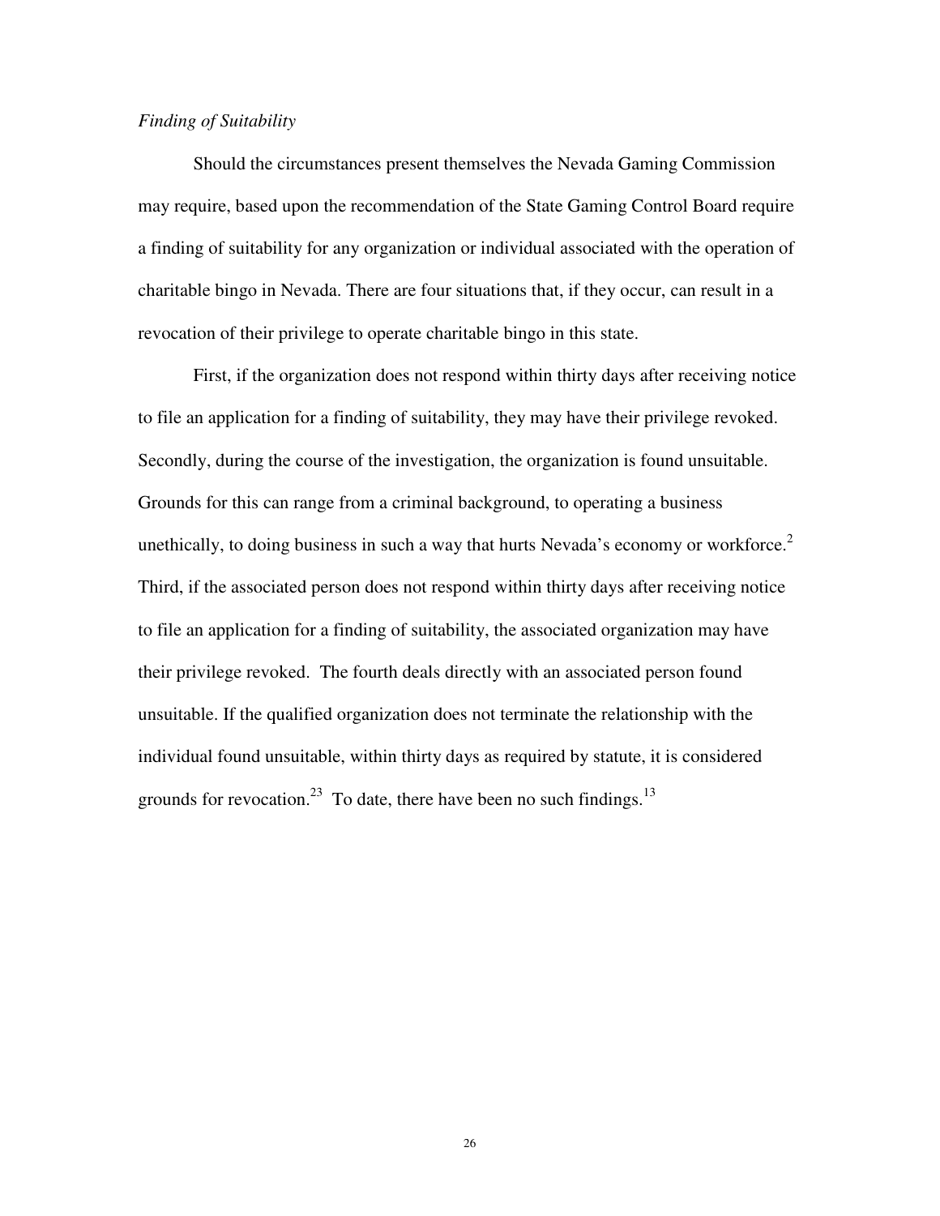*Finding of Suitability*

Should the circumstances present themselves the Nevada Gaming Commission may require, based upon the recommendation of the State Gaming Control Board require a finding of suitability for any organization or individual associated with the operation of charitable bingo in Nevada. There are four situations that, if they occur, can result in a revocation of their privilege to operate charitable bingo in this state.

First, if the organization does not respond within thirty days after receiving notice to file an application for a finding of suitability, they may have their privilege revoked. Secondly, during the course of the investigation, the organization is found unsuitable. Grounds for this can range from a criminal background, to operating a business unethically, to doing business in such a way that hurts Nevada's economy or workforce.[2] Third, if the associated person does not respond within thirty days after receiving notice to file an application for a finding of suitability, the associated organization may have their privilege revoked. The fourth deals directly with an associated person found unsuitable. If the qualified organization does not terminate the relationship with the individual found unsuitable, within thirty days as required by statute, it is considered grounds for revocation.[23] To date, there have been no such findings.[13]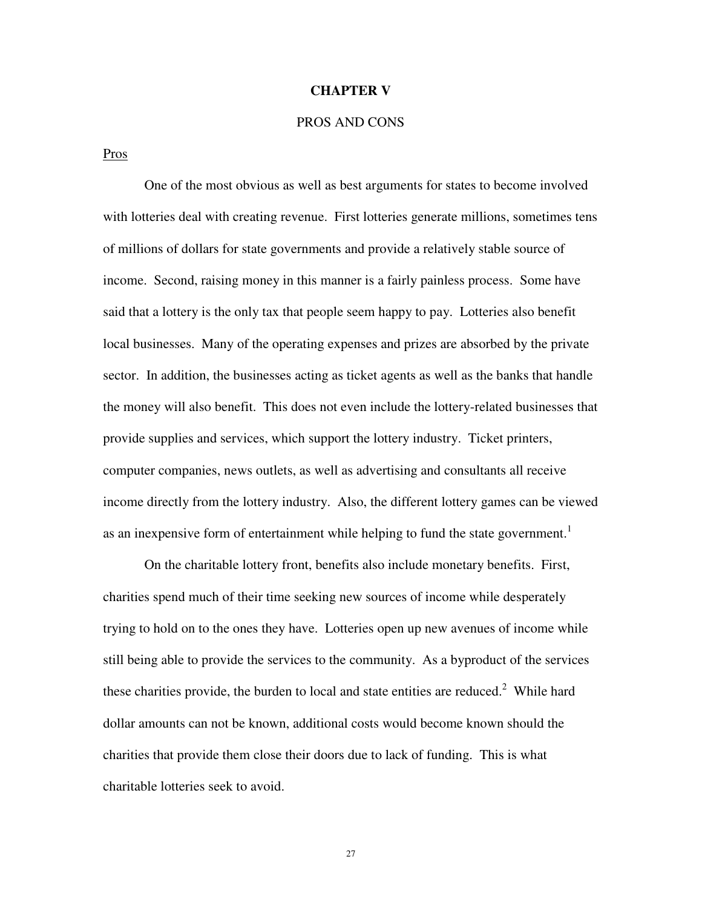# CHAPTER V

## PROS AND CONS

### Pros

One of the most obvious as well as best arguments for states to become involved with lotteries deal with creating revenue. First lotteries generate millions, sometimes tens of millions of dollars for state governments and provide a relatively stable source of income. Second, raising money in this manner is a fairly painless process. Some have said that a lottery is the only tax that people seem happy to pay. Lotteries also benefit local businesses. Many of the operating expenses and prizes are absorbed by the private sector. In addition, the businesses acting as ticket agents as well as the banks that handle the money will also benefit. This does not even include the lottery-related businesses that provide supplies and services, which support the lottery industry. Ticket printers, computer companies, news outlets, as well as advertising and consultants all receive income directly from the lottery industry. Also, the different lottery games can be viewed as an inexpensive form of entertainment while helping to fund the state government.[1]

On the charitable lottery front, benefits also include monetary benefits. First, charities spend much of their time seeking new sources of income while desperately trying to hold on to the ones they have. Lotteries open up new avenues of income while still being able to provide the services to the community. As a byproduct of the services these charities provide, the burden to local and state entities are reduced.[2] While hard dollar amounts can not be known, additional costs would become known should the charities that provide them close their doors due to lack of funding. This is what charitable lotteries seek to avoid.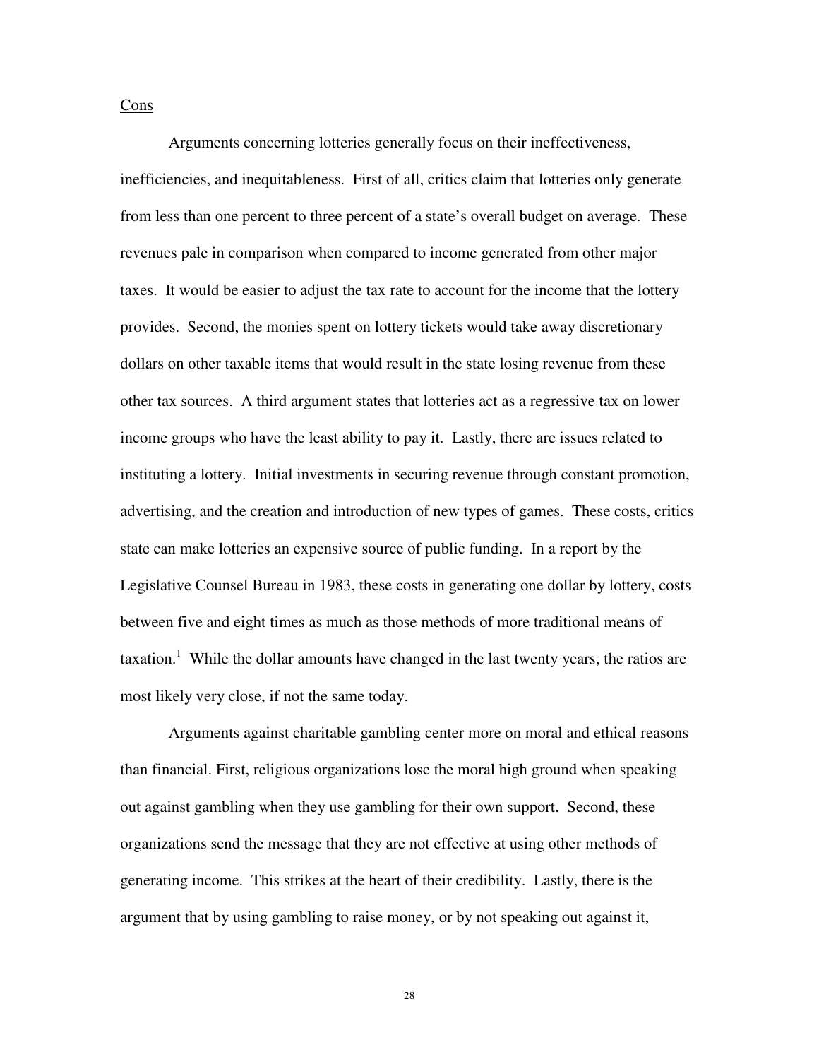Cons

Arguments concerning lotteries generally focus on their ineffectiveness, inefficiencies, and inequitableness. First of all, critics claim that lotteries only generate from less than one percent to three percent of a state's overall budget on average. These revenues pale in comparison when compared to income generated from other major taxes. It would be easier to adjust the tax rate to account for the income that the lottery provides. Second, the monies spent on lottery tickets would take away discretionary dollars on other taxable items that would result in the state losing revenue from these other tax sources. A third argument states that lotteries act as a regressive tax on lower income groups who have the least ability to pay it. Lastly, there are issues related to instituting a lottery. Initial investments in securing revenue through constant promotion, advertising, and the creation and introduction of new types of games. These costs, critics state can make lotteries an expensive source of public funding. In a report by the Legislative Counsel Bureau in 1983, these costs in generating one dollar by lottery, costs between five and eight times as much as those methods of more traditional means of taxation.[1] While the dollar amounts have changed in the last twenty years, the ratios are most likely very close, if not the same today.

Arguments against charitable gambling center more on moral and ethical reasons than financial. First, religious organizations lose the moral high ground when speaking out against gambling when they use gambling for their own support. Second, these organizations send the message that they are not effective at using other methods of generating income. This strikes at the heart of their credibility. Lastly, there is the argument that by using gambling to raise money, or by not speaking out against it,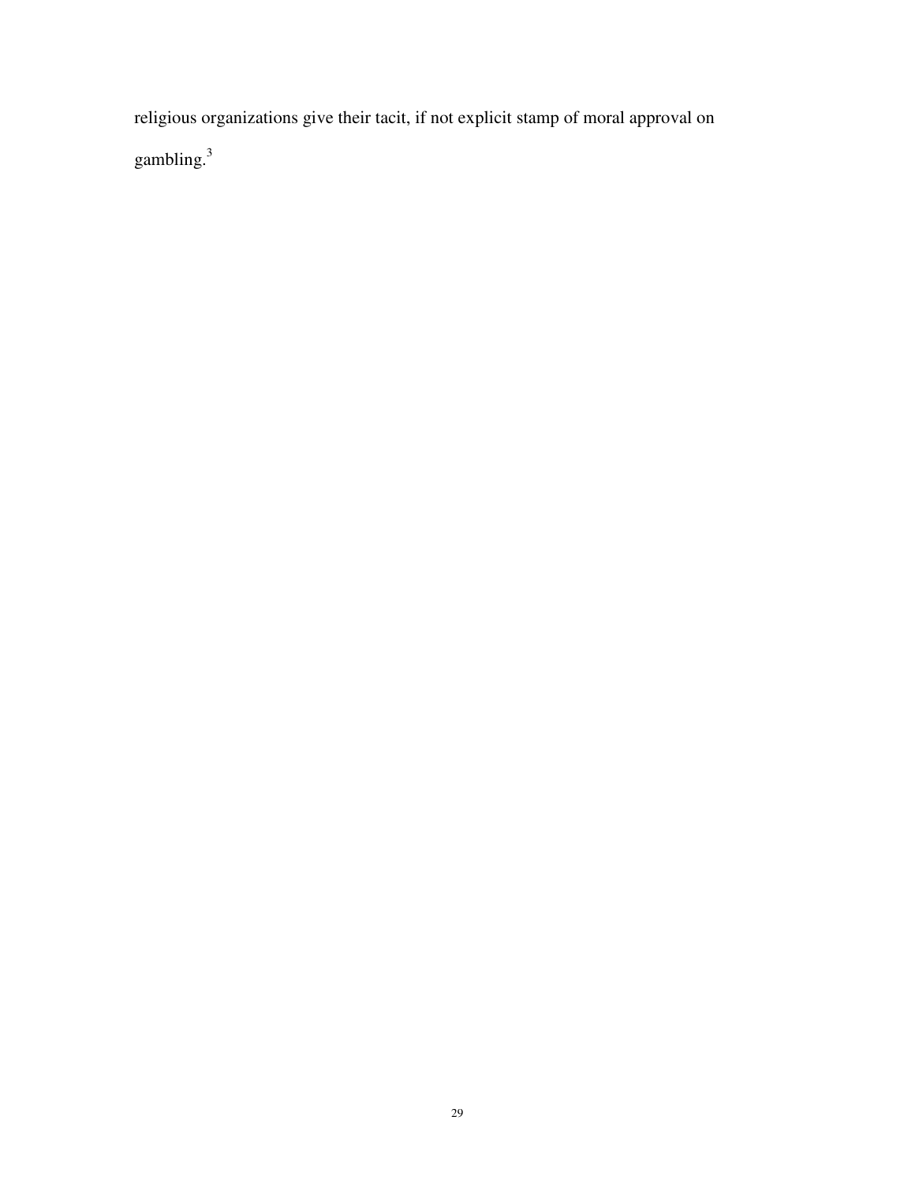religious organizations give their tacit, if not explicit stamp of moral approval on gambling.[3]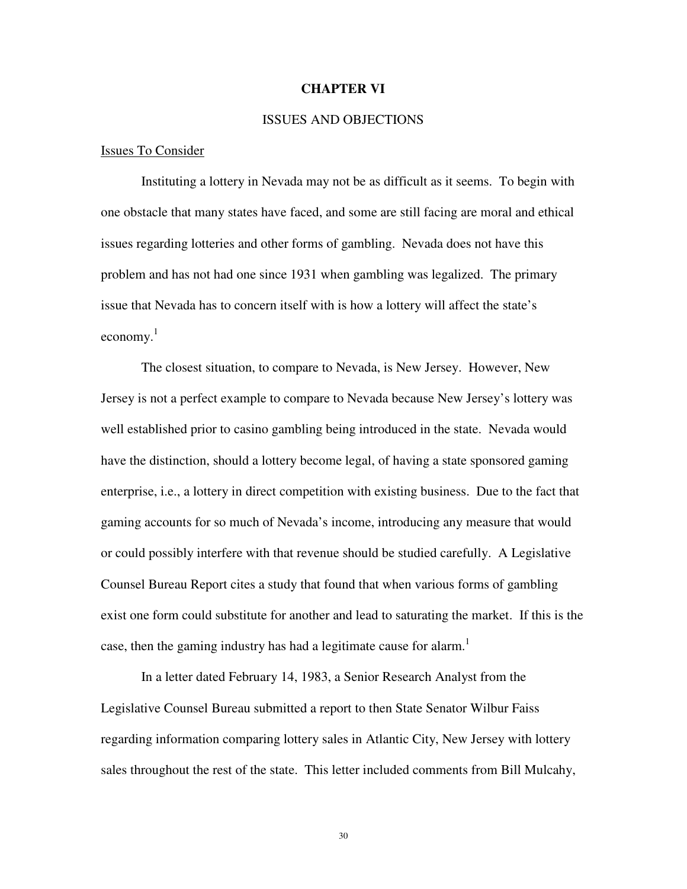# CHAPTER VI

## ISSUES AND OBJECTIONS

### Issues To Consider

Instituting a lottery in Nevada may not be as difficult as it seems. To begin with one obstacle that many states have faced, and some are still facing are moral and ethical issues regarding lotteries and other forms of gambling. Nevada does not have this problem and has not had one since 1931 when gambling was legalized. The primary issue that Nevada has to concern itself with is how a lottery will affect the state's economy.[1]

The closest situation, to compare to Nevada, is New Jersey. However, New Jersey is not a perfect example to compare to Nevada because New Jersey's lottery was well established prior to casino gambling being introduced in the state. Nevada would have the distinction, should a lottery become legal, of having a state sponsored gaming enterprise, i.e., a lottery in direct competition with existing business. Due to the fact that gaming accounts for so much of Nevada's income, introducing any measure that would or could possibly interfere with that revenue should be studied carefully. A Legislative Counsel Bureau Report cites a study that found that when various forms of gambling exist one form could substitute for another and lead to saturating the market. If this is the case, then the gaming industry has had a legitimate cause for alarm.[1]

In a letter dated February 14, 1983, a Senior Research Analyst from the Legislative Counsel Bureau submitted a report to then State Senator Wilbur Faiss regarding information comparing lottery sales in Atlantic City, New Jersey with lottery sales throughout the rest of the state. This letter included comments from Bill Mulcahy,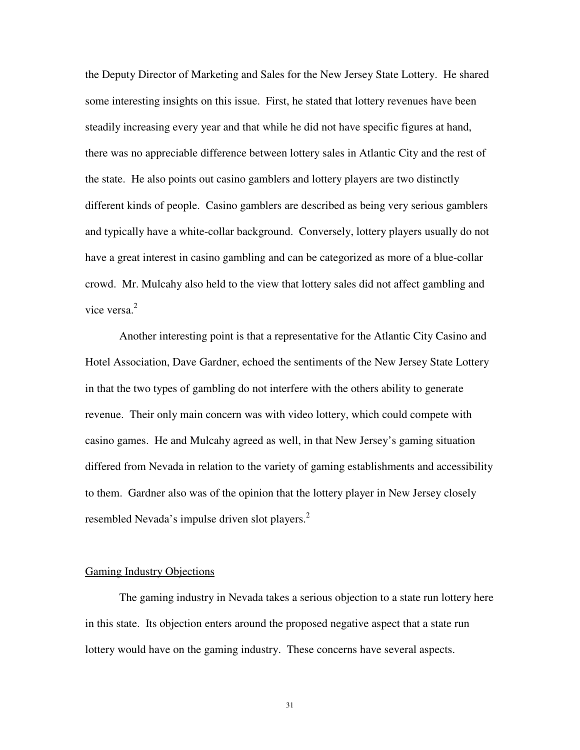the Deputy Director of Marketing and Sales for the New Jersey State Lottery. He shared some interesting insights on this issue. First, he stated that lottery revenues have been steadily increasing every year and that while he did not have specific figures at hand, there was no appreciable difference between lottery sales in Atlantic City and the rest of the state. He also points out casino gamblers and lottery players are two distinctly different kinds of people. Casino gamblers are described as being very serious gamblers and typically have a white-collar background. Conversely, lottery players usually do not have a great interest in casino gambling and can be categorized as more of a blue-collar crowd. Mr. Mulcahy also held to the view that lottery sales did not affect gambling and vice versa.[2]

Another interesting point is that a representative for the Atlantic City Casino and Hotel Association, Dave Gardner, echoed the sentiments of the New Jersey State Lottery in that the two types of gambling do not interfere with the others ability to generate revenue. Their only main concern was with video lottery, which could compete with casino games. He and Mulcahy agreed as well, in that New Jersey's gaming situation differed from Nevada in relation to the variety of gaming establishments and accessibility to them. Gardner also was of the opinion that the lottery player in New Jersey closely resembled Nevada's impulse driven slot players.[2]

## Gaming Industry Objections

The gaming industry in Nevada takes a serious objection to a state run lottery here in this state. Its objection enters around the proposed negative aspect that a state run lottery would have on the gaming industry. These concerns have several aspects.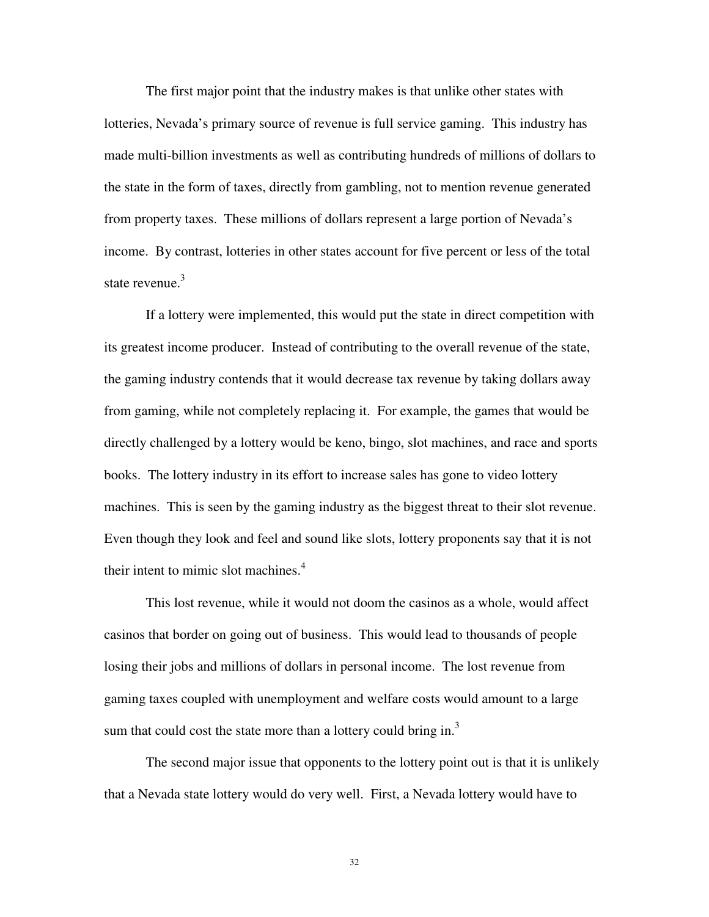The first major point that the industry makes is that unlike other states with lotteries, Nevada's primary source of revenue is full service gaming. This industry has made multi-billion investments as well as contributing hundreds of millions of dollars to the state in the form of taxes, directly from gambling, not to mention revenue generated from property taxes. These millions of dollars represent a large portion of Nevada's income. By contrast, lotteries in other states account for five percent or less of the total state revenue.[3]

If a lottery were implemented, this would put the state in direct competition with its greatest income producer. Instead of contributing to the overall revenue of the state, the gaming industry contends that it would decrease tax revenue by taking dollars away from gaming, while not completely replacing it. For example, the games that would be directly challenged by a lottery would be keno, bingo, slot machines, and race and sports books. The lottery industry in its effort to increase sales has gone to video lottery machines. This is seen by the gaming industry as the biggest threat to their slot revenue. Even though they look and feel and sound like slots, lottery proponents say that it is not their intent to mimic slot machines.[4]

This lost revenue, while it would not doom the casinos as a whole, would affect casinos that border on going out of business. This would lead to thousands of people losing their jobs and millions of dollars in personal income. The lost revenue from gaming taxes coupled with unemployment and welfare costs would amount to a large sum that could cost the state more than a lottery could bring in.[3]

The second major issue that opponents to the lottery point out is that it is unlikely that a Nevada state lottery would do very well. First, a Nevada lottery would have to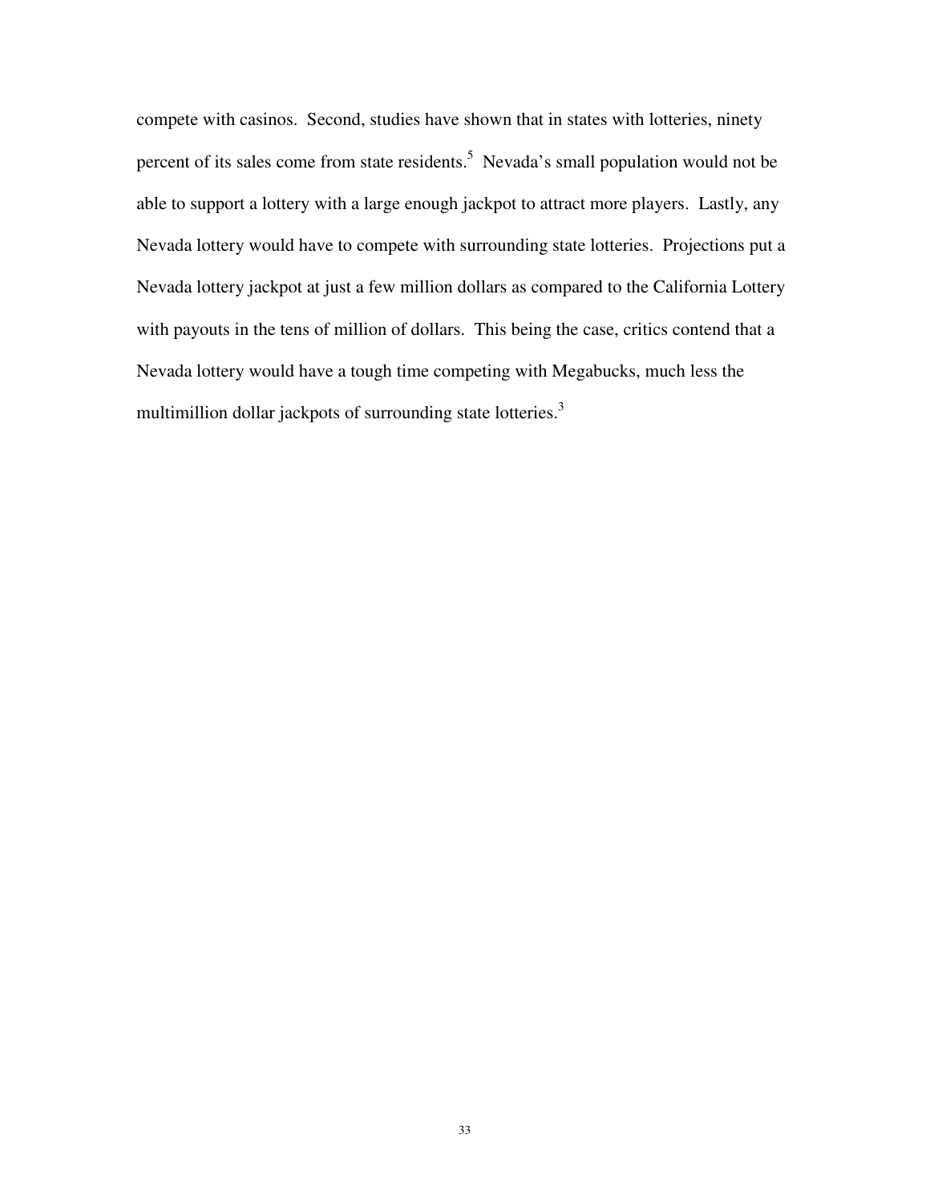compete with casinos. Second, studies have shown that in states with lotteries, ninety percent of its sales come from state residents.[5] Nevada's small population would not be able to support a lottery with a large enough jackpot to attract more players. Lastly, any Nevada lottery would have to compete with surrounding state lotteries. Projections put a Nevada lottery jackpot at just a few million dollars as compared to the California Lottery with payouts in the tens of million of dollars. This being the case, critics contend that a Nevada lottery would have a tough time competing with Megabucks, much less the multimillion dollar jackpots of surrounding state lotteries.[3]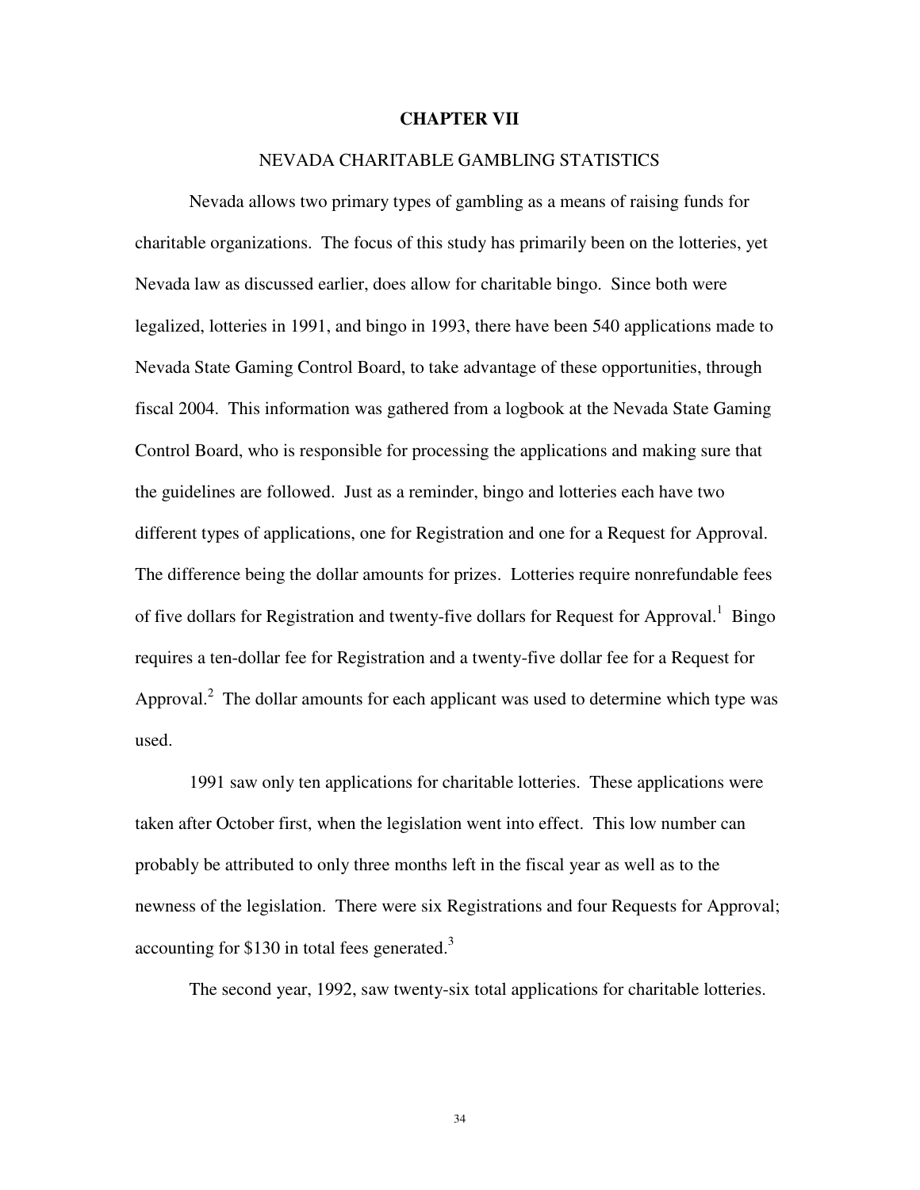# CHAPTER VII

## NEVADA CHARITABLE GAMBLING STATISTICS

Nevada allows two primary types of gambling as a means of raising funds for charitable organizations. The focus of this study has primarily been on the lotteries, yet Nevada law as discussed earlier, does allow for charitable bingo. Since both were legalized, lotteries in 1991, and bingo in 1993, there have been 540 applications made to Nevada State Gaming Control Board, to take advantage of these opportunities, through fiscal 2004. This information was gathered from a logbook at the Nevada State Gaming Control Board, who is responsible for processing the applications and making sure that the guidelines are followed. Just as a reminder, bingo and lotteries each have two different types of applications, one for Registration and one for a Request for Approval. The difference being the dollar amounts for prizes. Lotteries require nonrefundable fees of five dollars for Registration and twenty-five dollars for Request for Approval.[1] Bingo requires a ten-dollar fee for Registration and a twenty-five dollar fee for a Request for Approval.[2] The dollar amounts for each applicant was used to determine which type was used.

1991 saw only ten applications for charitable lotteries. These applications were taken after October first, when the legislation went into effect. This low number can probably be attributed to only three months left in the fiscal year as well as to the newness of the legislation. There were six Registrations and four Requests for Approval; accounting for $130 in total fees generated.[3]

The second year, 1992, saw twenty-six total applications for charitable lotteries.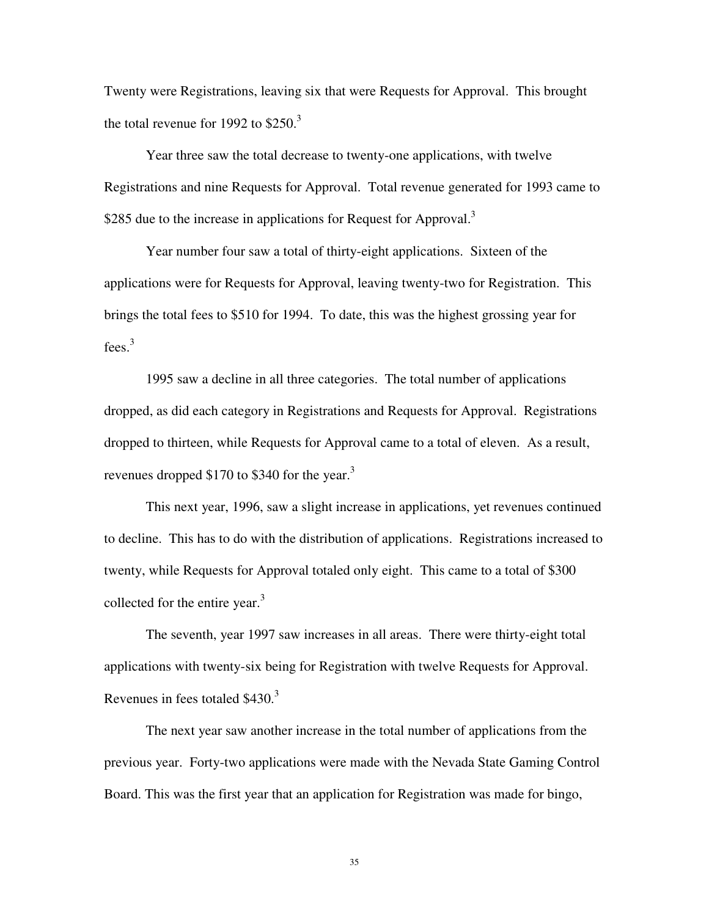Twenty were Registrations, leaving six that were Requests for Approval. This brought the total revenue for 1992 to $250.[3]

Year three saw the total decrease to twenty-one applications, with twelve Registrations and nine Requests for Approval. Total revenue generated for 1993 came to $285 due to the increase in applications for Request for Approval.[3]

Year number four saw a total of thirty-eight applications. Sixteen of the applications were for Requests for Approval, leaving twenty-two for Registration. This brings the total fees to $510 for 1994. To date, this was the highest grossing year for fees.[3]

1995 saw a decline in all three categories. The total number of applications dropped, as did each category in Registrations and Requests for Approval. Registrations dropped to thirteen, while Requests for Approval came to a total of eleven. As a result, revenues dropped $170 to $340 for the year.[3]

This next year, 1996, saw a slight increase in applications, yet revenues continued to decline. This has to do with the distribution of applications. Registrations increased to twenty, while Requests for Approval totaled only eight. This came to a total of $300 collected for the entire year.[3]

The seventh, year 1997 saw increases in all areas. There were thirty-eight total applications with twenty-six being for Registration with twelve Requests for Approval. Revenues in fees totaled $430.[3]

The next year saw another increase in the total number of applications from the previous year. Forty-two applications were made with the Nevada State Gaming Control Board. This was the first year that an application for Registration was made for bingo,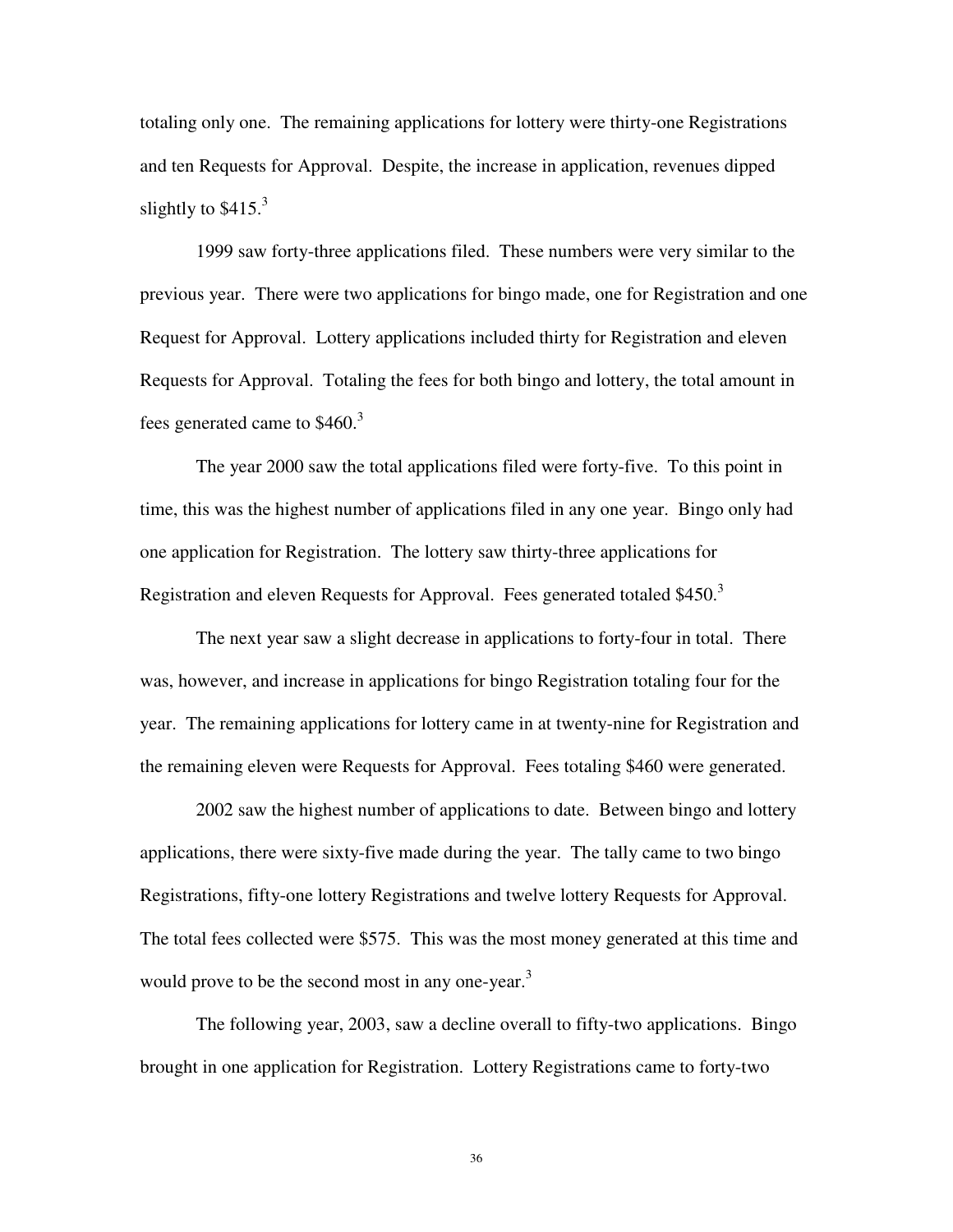totaling only one. The remaining applications for lottery were thirty-one Registrations and ten Requests for Approval. Despite, the increase in application, revenues dipped slightly to $415.[3]

1999 saw forty-three applications filed. These numbers were very similar to the previous year. There were two applications for bingo made, one for Registration and one Request for Approval. Lottery applications included thirty for Registration and eleven Requests for Approval. Totaling the fees for both bingo and lottery, the total amount in fees generated came to $460.[3]

The year 2000 saw the total applications filed were forty-five. To this point in time, this was the highest number of applications filed in any one year. Bingo only had one application for Registration. The lottery saw thirty-three applications for Registration and eleven Requests for Approval. Fees generated totaled $450.[3]

The next year saw a slight decrease in applications to forty-four in total. There was, however, and increase in applications for bingo Registration totaling four for the year. The remaining applications for lottery came in at twenty-nine for Registration and the remaining eleven were Requests for Approval. Fees totaling $460 were generated.

2002 saw the highest number of applications to date. Between bingo and lottery applications, there were sixty-five made during the year. The tally came to two bingo Registrations, fifty-one lottery Registrations and twelve lottery Requests for Approval. The total fees collected were $575. This was the most money generated at this time and would prove to be the second most in any one-year.[3]

The following year, 2003, saw a decline overall to fifty-two applications. Bingo brought in one application for Registration. Lottery Registrations came to forty-two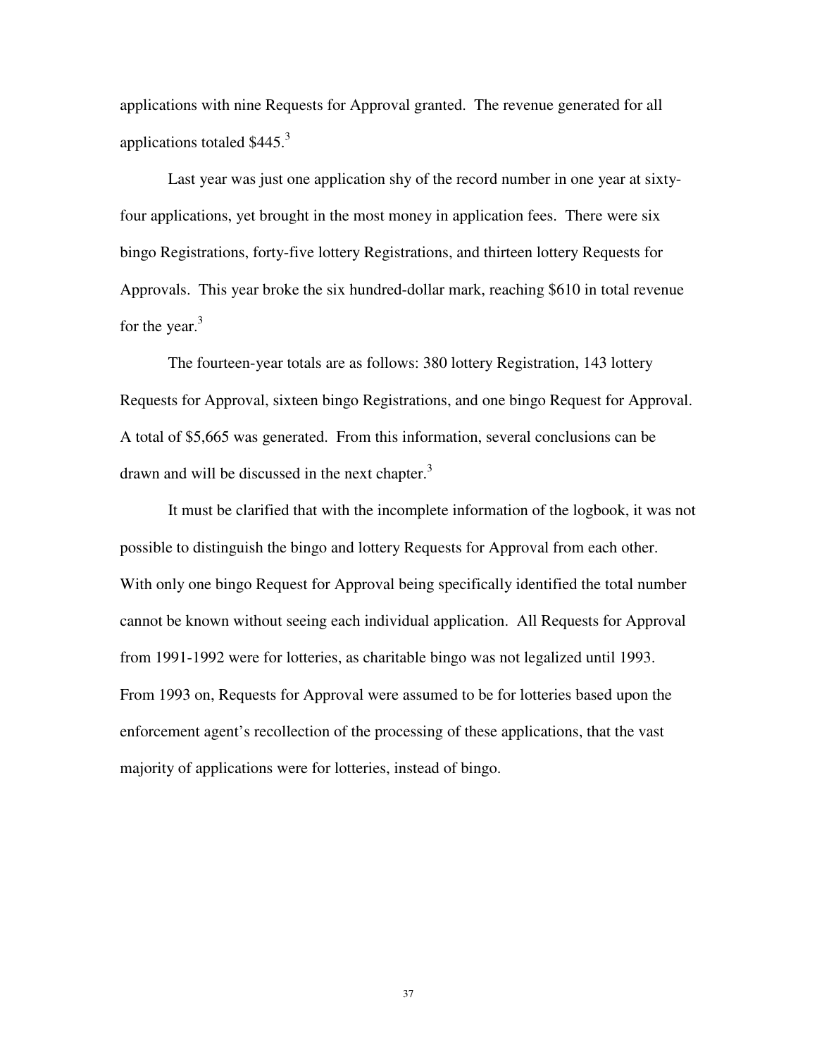applications with nine Requests for Approval granted. The revenue generated for all applications totaled $445.[3]

Last year was just one application shy of the record number in one year at sixty-four applications, yet brought in the most money in application fees. There were six bingo Registrations, forty-five lottery Registrations, and thirteen lottery Requests for Approvals. This year broke the six hundred-dollar mark, reaching $610 in total revenue for the year.[3]

The fourteen-year totals are as follows: 380 lottery Registration, 143 lottery Requests for Approval, sixteen bingo Registrations, and one bingo Request for Approval. A total of $5,665 was generated. From this information, several conclusions can be drawn and will be discussed in the next chapter.[3]

It must be clarified that with the incomplete information of the logbook, it was not possible to distinguish the bingo and lottery Requests for Approval from each other. With only one bingo Request for Approval being specifically identified the total number cannot be known without seeing each individual application. All Requests for Approval from 1991-1992 were for lotteries, as charitable bingo was not legalized until 1993. From 1993 on, Requests for Approval were assumed to be for lotteries based upon the enforcement agent's recollection of the processing of these applications, that the vast majority of applications were for lotteries, instead of bingo.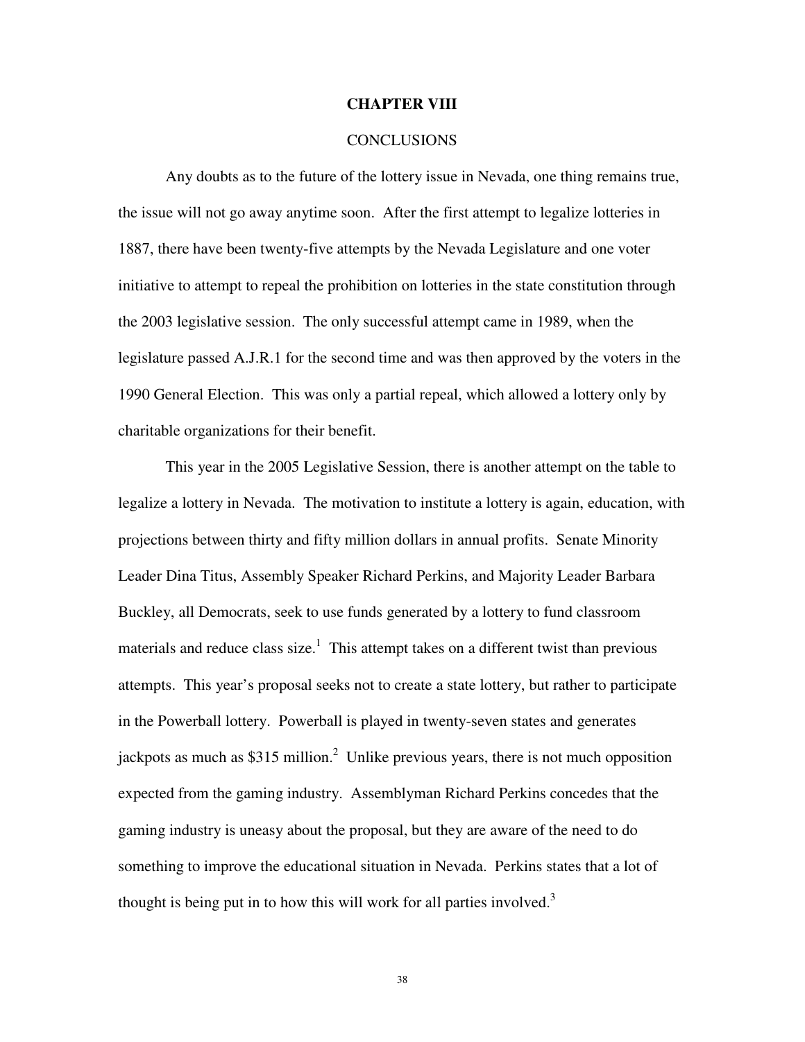# CHAPTER VIII

## CONCLUSIONS

Any doubts as to the future of the lottery issue in Nevada, one thing remains true, the issue will not go away anytime soon. After the first attempt to legalize lotteries in 1887, there have been twenty-five attempts by the Nevada Legislature and one voter initiative to attempt to repeal the prohibition on lotteries in the state constitution through the 2003 legislative session. The only successful attempt came in 1989, when the legislature passed A.J.R.1 for the second time and was then approved by the voters in the 1990 General Election. This was only a partial repeal, which allowed a lottery only by charitable organizations for their benefit.

This year in the 2005 Legislative Session, there is another attempt on the table to legalize a lottery in Nevada. The motivation to institute a lottery is again, education, with projections between thirty and fifty million dollars in annual profits. Senate Minority Leader Dina Titus, Assembly Speaker Richard Perkins, and Majority Leader Barbara Buckley, all Democrats, seek to use funds generated by a lottery to fund classroom materials and reduce class size.[1] This attempt takes on a different twist than previous attempts. This year's proposal seeks not to create a state lottery, but rather to participate in the Powerball lottery. Powerball is played in twenty-seven states and generates jackpots as much as $315 million.[2] Unlike previous years, there is not much opposition expected from the gaming industry. Assemblyman Richard Perkins concedes that the gaming industry is uneasy about the proposal, but they are aware of the need to do something to improve the educational situation in Nevada. Perkins states that a lot of thought is being put in to how this will work for all parties involved.[3]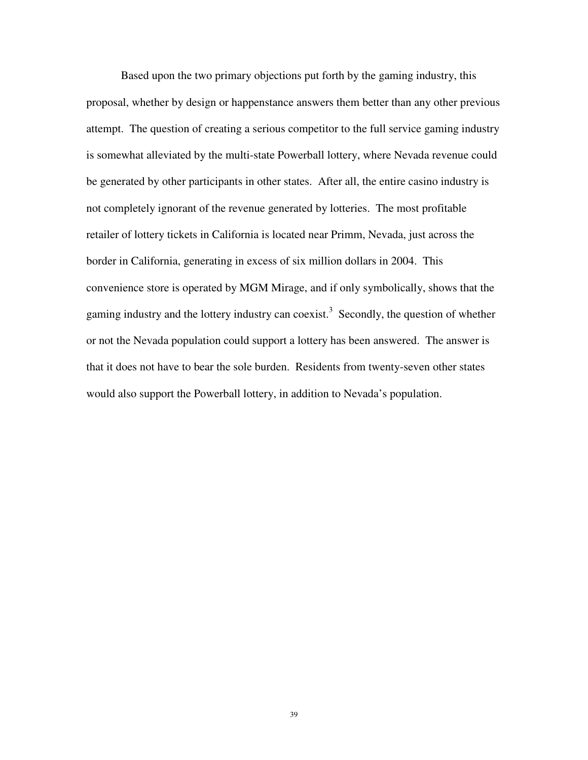Based upon the two primary objections put forth by the gaming industry, this proposal, whether by design or happenstance answers them better than any other previous attempt. The question of creating a serious competitor to the full service gaming industry is somewhat alleviated by the multi-state Powerball lottery, where Nevada revenue could be generated by other participants in other states. After all, the entire casino industry is not completely ignorant of the revenue generated by lotteries. The most profitable retailer of lottery tickets in California is located near Primm, Nevada, just across the border in California, generating in excess of six million dollars in 2004. This convenience store is operated by MGM Mirage, and if only symbolically, shows that the gaming industry and the lottery industry can coexist.[3] Secondly, the question of whether or not the Nevada population could support a lottery has been answered. The answer is that it does not have to bear the sole burden. Residents from twenty-seven other states would also support the Powerball lottery, in addition to Nevada's population.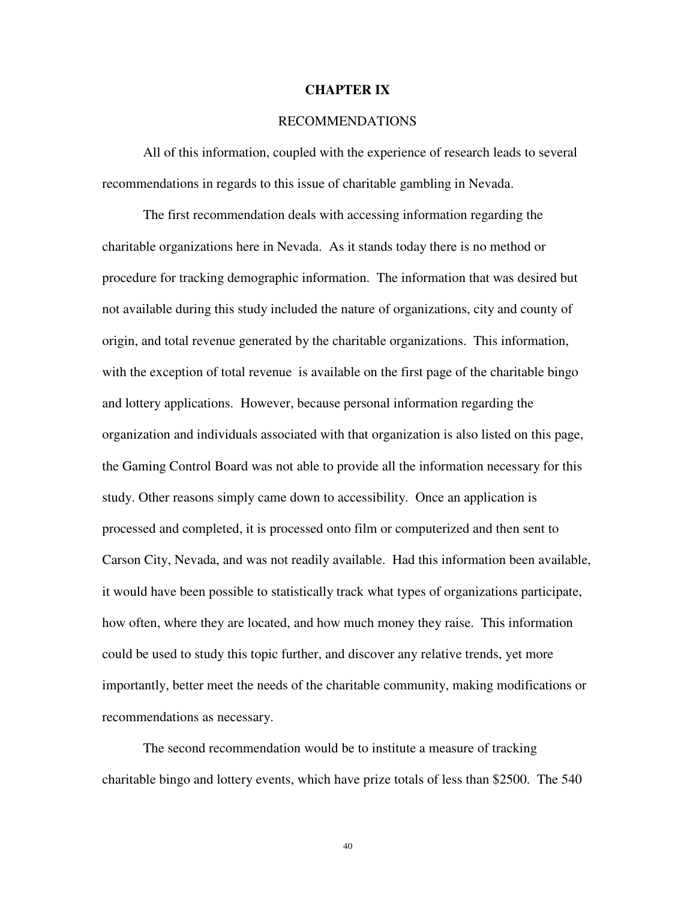# CHAPTER IX

## RECOMMENDATIONS

All of this information, coupled with the experience of research leads to several recommendations in regards to this issue of charitable gambling in Nevada.

The first recommendation deals with accessing information regarding the charitable organizations here in Nevada. As it stands today there is no method or procedure for tracking demographic information. The information that was desired but not available during this study included the nature of organizations, city and county of origin, and total revenue generated by the charitable organizations. This information, with the exception of total revenue is available on the first page of the charitable bingo and lottery applications. However, because personal information regarding the organization and individuals associated with that organization is also listed on this page, the Gaming Control Board was not able to provide all the information necessary for this study. Other reasons simply came down to accessibility. Once an application is processed and completed, it is processed onto film or computerized and then sent to Carson City, Nevada, and was not readily available. Had this information been available, it would have been possible to statistically track what types of organizations participate, how often, where they are located, and how much money they raise. This information could be used to study this topic further, and discover any relative trends, yet more importantly, better meet the needs of the charitable community, making modifications or recommendations as necessary.

The second recommendation would be to institute a measure of tracking charitable bingo and lottery events, which have prize totals of less than $2500. The 540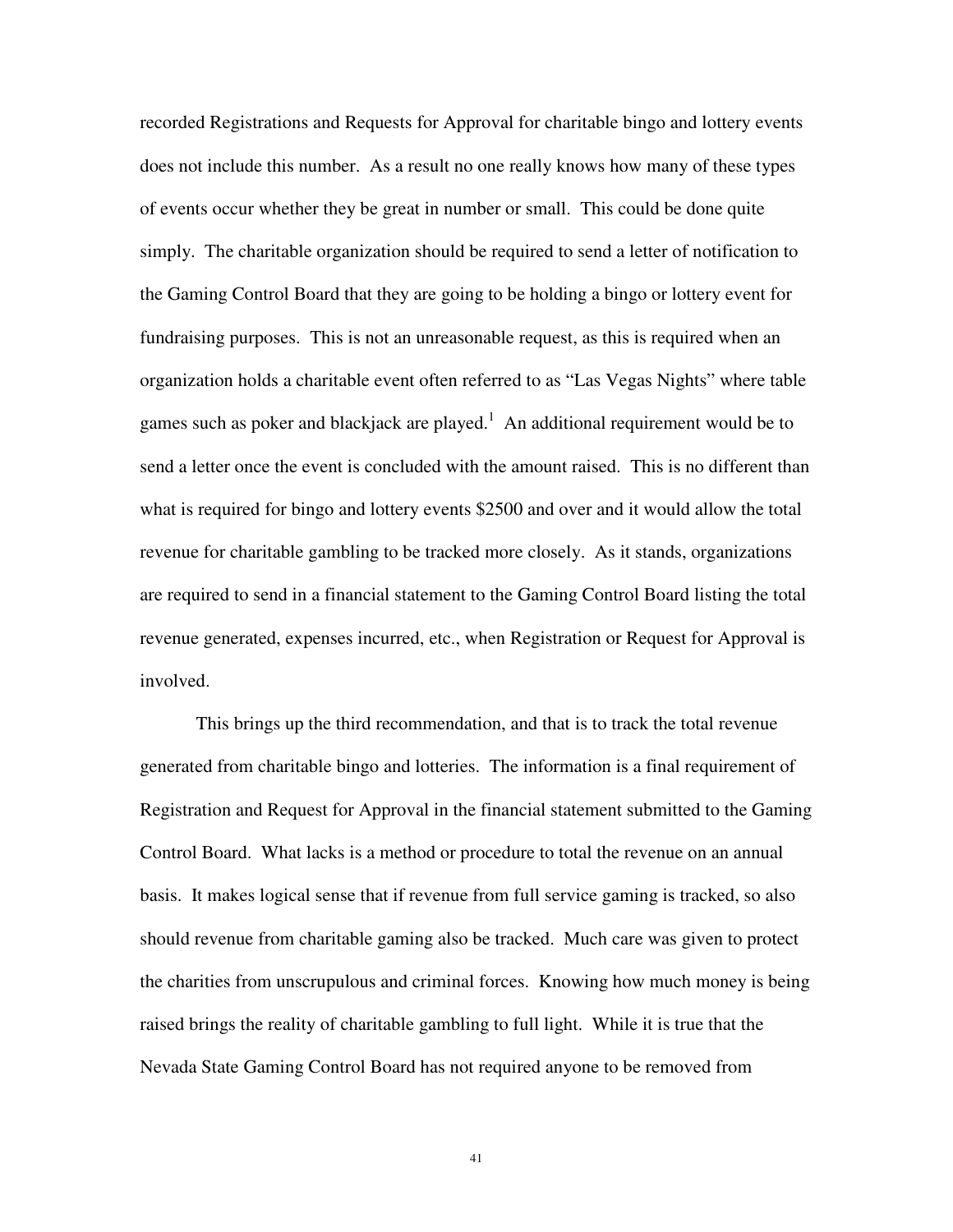recorded Registrations and Requests for Approval for charitable bingo and lottery events does not include this number. As a result no one really knows how many of these types of events occur whether they be great in number or small. This could be done quite simply. The charitable organization should be required to send a letter of notification to the Gaming Control Board that they are going to be holding a bingo or lottery event for fundraising purposes. This is not an unreasonable request, as this is required when an organization holds a charitable event often referred to as "Las Vegas Nights" where table games such as poker and blackjack are played.[1] An additional requirement would be to send a letter once the event is concluded with the amount raised. This is no different than what is required for bingo and lottery events $2500 and over and it would allow the total revenue for charitable gambling to be tracked more closely. As it stands, organizations are required to send in a financial statement to the Gaming Control Board listing the total revenue generated, expenses incurred, etc., when Registration or Request for Approval is involved.

This brings up the third recommendation, and that is to track the total revenue generated from charitable bingo and lotteries. The information is a final requirement of Registration and Request for Approval in the financial statement submitted to the Gaming Control Board. What lacks is a method or procedure to total the revenue on an annual basis. It makes logical sense that if revenue from full service gaming is tracked, so also should revenue from charitable gaming also be tracked. Much care was given to protect the charities from unscrupulous and criminal forces. Knowing how much money is being raised brings the reality of charitable gambling to full light. While it is true that the Nevada State Gaming Control Board has not required anyone to be removed from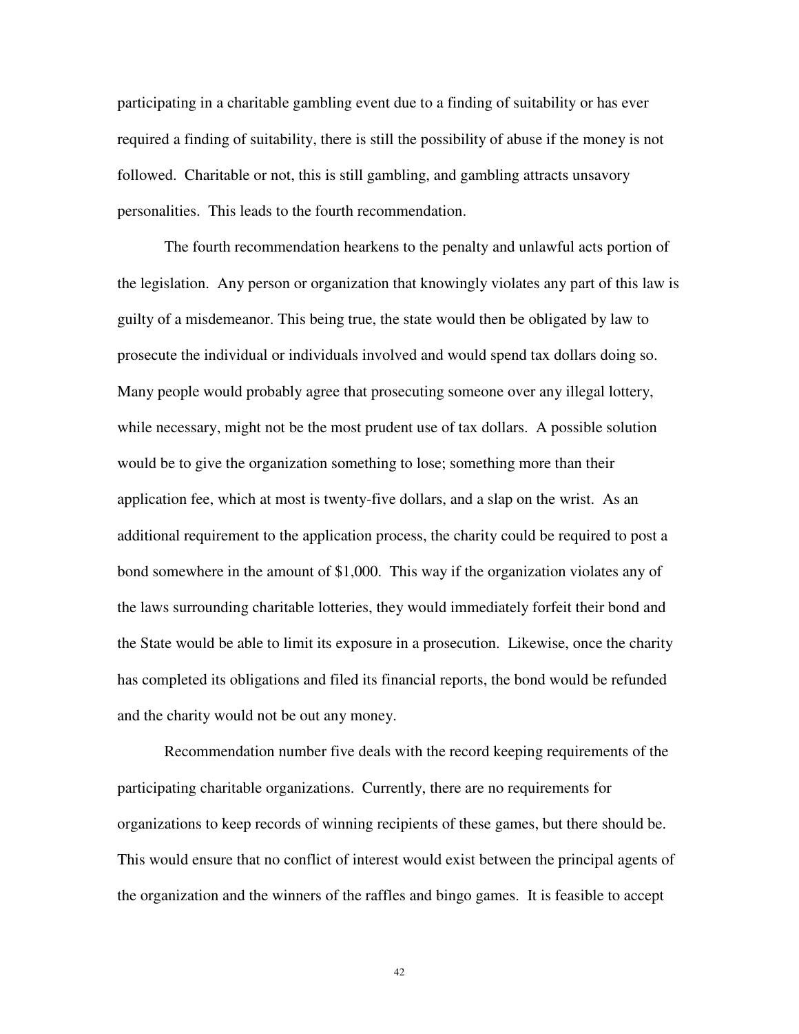participating in a charitable gambling event due to a finding of suitability or has ever required a finding of suitability, there is still the possibility of abuse if the money is not followed. Charitable or not, this is still gambling, and gambling attracts unsavory personalities. This leads to the fourth recommendation.

The fourth recommendation hearkens to the penalty and unlawful acts portion of the legislation. Any person or organization that knowingly violates any part of this law is guilty of a misdemeanor. This being true, the state would then be obligated by law to prosecute the individual or individuals involved and would spend tax dollars doing so. Many people would probably agree that prosecuting someone over any illegal lottery, while necessary, might not be the most prudent use of tax dollars. A possible solution would be to give the organization something to lose; something more than their application fee, which at most is twenty-five dollars, and a slap on the wrist. As an additional requirement to the application process, the charity could be required to post a bond somewhere in the amount of $1,000. This way if the organization violates any of the laws surrounding charitable lotteries, they would immediately forfeit their bond and the State would be able to limit its exposure in a prosecution. Likewise, once the charity has completed its obligations and filed its financial reports, the bond would be refunded and the charity would not be out any money.

Recommendation number five deals with the record keeping requirements of the participating charitable organizations. Currently, there are no requirements for organizations to keep records of winning recipients of these games, but there should be. This would ensure that no conflict of interest would exist between the principal agents of the organization and the winners of the raffles and bingo games. It is feasible to accept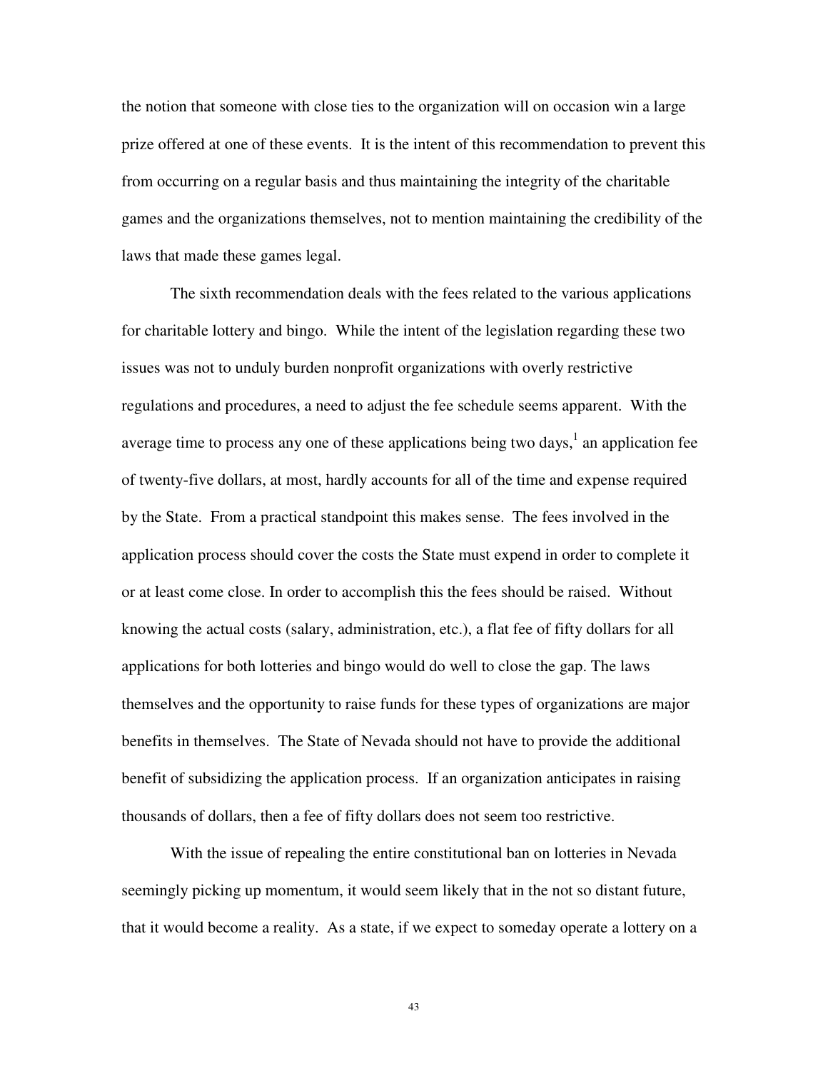the notion that someone with close ties to the organization will on occasion win a large prize offered at one of these events. It is the intent of this recommendation to prevent this from occurring on a regular basis and thus maintaining the integrity of the charitable games and the organizations themselves, not to mention maintaining the credibility of the laws that made these games legal.

The sixth recommendation deals with the fees related to the various applications for charitable lottery and bingo. While the intent of the legislation regarding these two issues was not to unduly burden nonprofit organizations with overly restrictive regulations and procedures, a need to adjust the fee schedule seems apparent. With the average time to process any one of these applications being two days,[1] an application fee of twenty-five dollars, at most, hardly accounts for all of the time and expense required by the State. From a practical standpoint this makes sense. The fees involved in the application process should cover the costs the State must expend in order to complete it or at least come close. In order to accomplish this the fees should be raised. Without knowing the actual costs (salary, administration, etc.), a flat fee of fifty dollars for all applications for both lotteries and bingo would do well to close the gap. The laws themselves and the opportunity to raise funds for these types of organizations are major benefits in themselves. The State of Nevada should not have to provide the additional benefit of subsidizing the application process. If an organization anticipates in raising thousands of dollars, then a fee of fifty dollars does not seem too restrictive.

With the issue of repealing the entire constitutional ban on lotteries in Nevada seemingly picking up momentum, it would seem likely that in the not so distant future, that it would become a reality. As a state, if we expect to someday operate a lottery on a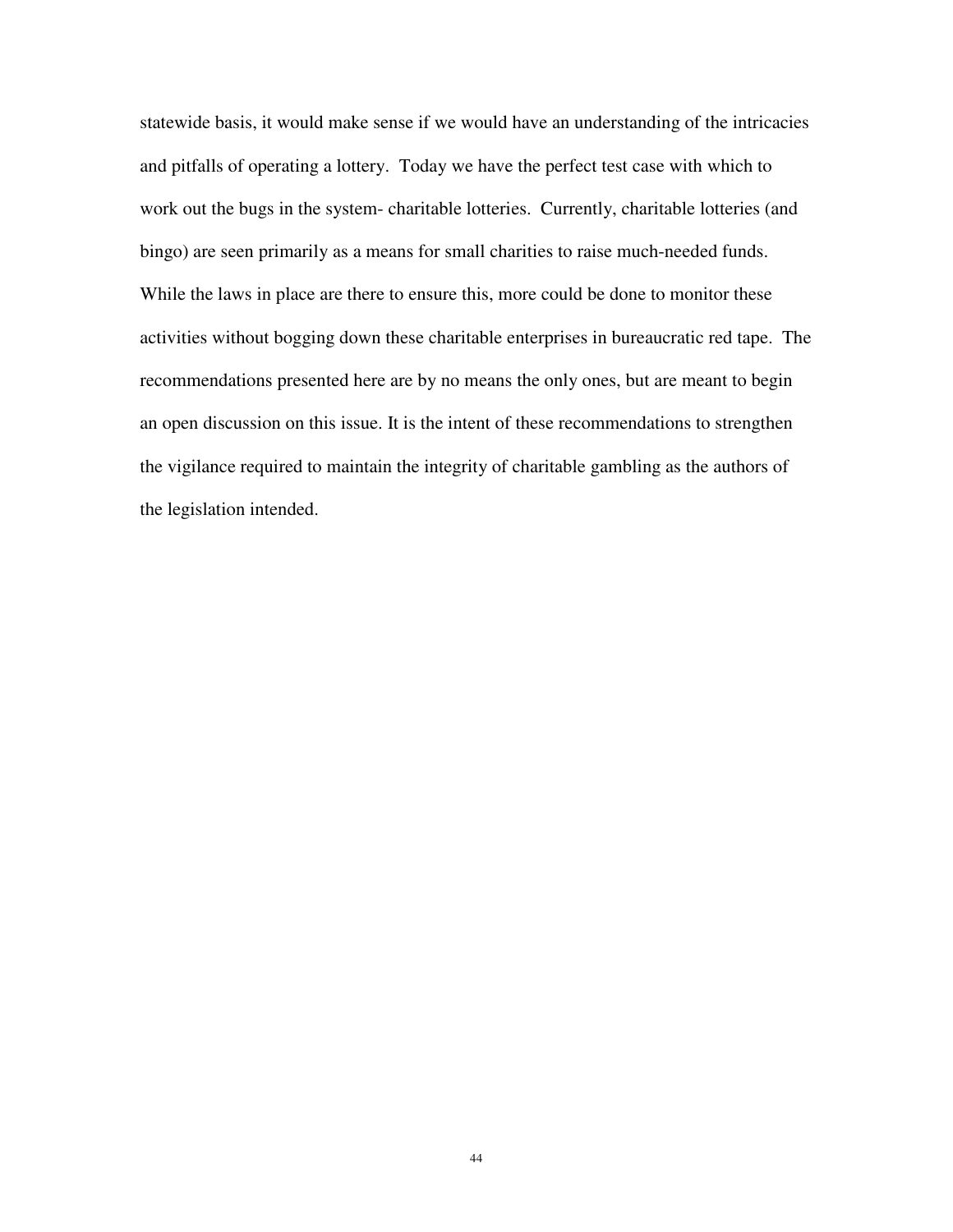statewide basis, it would make sense if we would have an understanding of the intricacies and pitfalls of operating a lottery. Today we have the perfect test case with which to work out the bugs in the system- charitable lotteries. Currently, charitable lotteries (and bingo) are seen primarily as a means for small charities to raise much-needed funds. While the laws in place are there to ensure this, more could be done to monitor these activities without bogging down these charitable enterprises in bureaucratic red tape. The recommendations presented here are by no means the only ones, but are meant to begin an open discussion on this issue. It is the intent of these recommendations to strengthen the vigilance required to maintain the integrity of charitable gambling as the authors of the legislation intended.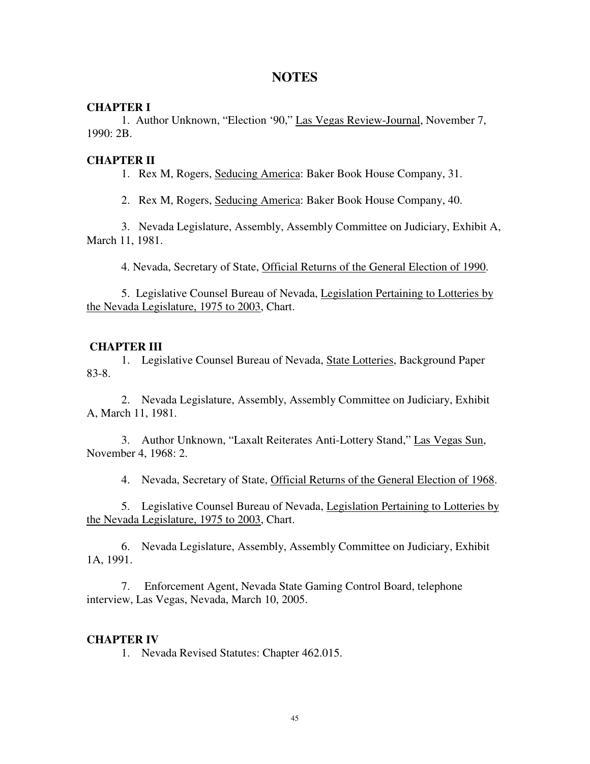# NOTES

**CHAPTER I**

1. Author Unknown, "Election '90," Las Vegas Review-Journal, November 7, 1990: 2B.

**CHAPTER II**

1. Rex M, Rogers, Seducing America: Baker Book House Company, 31.

2. Rex M, Rogers, Seducing America: Baker Book House Company, 40.

3. Nevada Legislature, Assembly, Assembly Committee on Judiciary, Exhibit A, March 11, 1981.

4. Nevada, Secretary of State, Official Returns of the General Election of 1990.

5. Legislative Counsel Bureau of Nevada, Legislation Pertaining to Lotteries by the Nevada Legislature, 1975 to 2003, Chart.

**CHAPTER III**

1. Legislative Counsel Bureau of Nevada, State Lotteries, Background Paper 83-8.

2. Nevada Legislature, Assembly, Assembly Committee on Judiciary, Exhibit A, March 11, 1981.

3. Author Unknown, "Laxalt Reiterates Anti-Lottery Stand," Las Vegas Sun, November 4, 1968: 2.

4. Nevada, Secretary of State, Official Returns of the General Election of 1968.

5. Legislative Counsel Bureau of Nevada, Legislation Pertaining to Lotteries by the Nevada Legislature, 1975 to 2003, Chart.

6. Nevada Legislature, Assembly, Assembly Committee on Judiciary, Exhibit 1A, 1991.

7. Enforcement Agent, Nevada State Gaming Control Board, telephone interview, Las Vegas, Nevada, March 10, 2005.

**CHAPTER IV**

1. Nevada Revised Statutes: Chapter 462.015.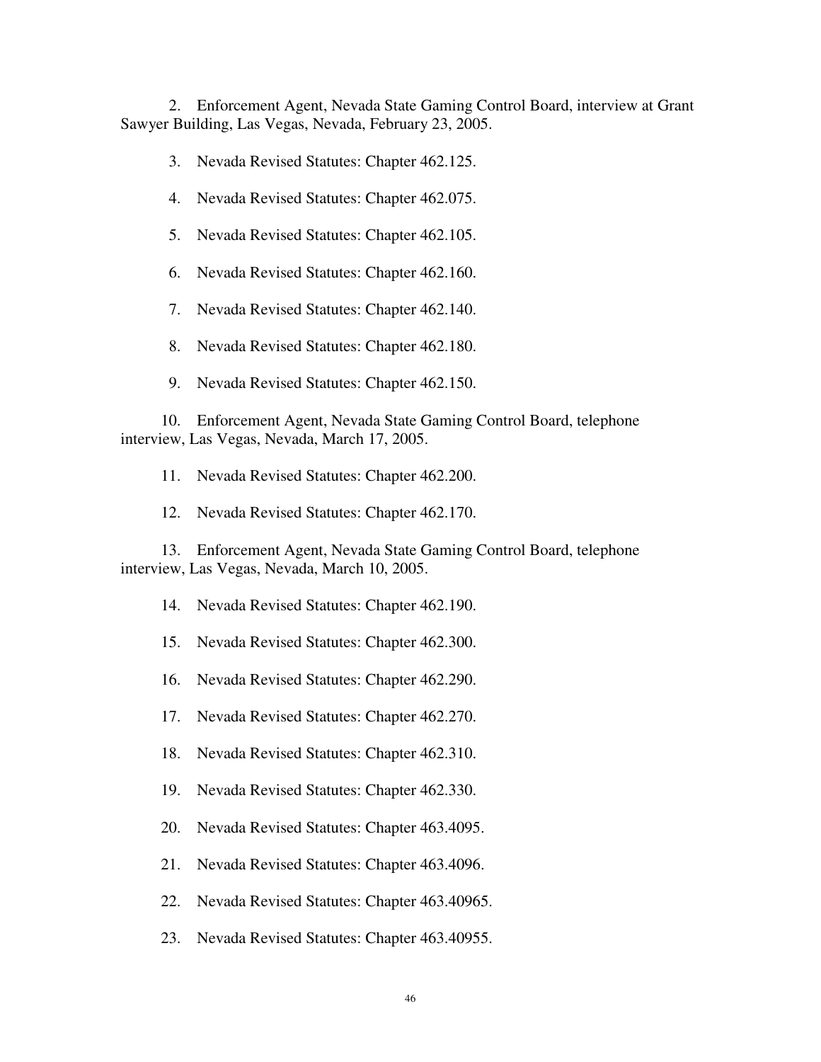2. Enforcement Agent, Nevada State Gaming Control Board, interview at Grant Sawyer Building, Las Vegas, Nevada, February 23, 2005.

3. Nevada Revised Statutes: Chapter 462.125.

4. Nevada Revised Statutes: Chapter 462.075.

5. Nevada Revised Statutes: Chapter 462.105.

6. Nevada Revised Statutes: Chapter 462.160.

7. Nevada Revised Statutes: Chapter 462.140.

8. Nevada Revised Statutes: Chapter 462.180.

9. Nevada Revised Statutes: Chapter 462.150.

10. Enforcement Agent, Nevada State Gaming Control Board, telephone interview, Las Vegas, Nevada, March 17, 2005.

11. Nevada Revised Statutes: Chapter 462.200.

12. Nevada Revised Statutes: Chapter 462.170.

13. Enforcement Agent, Nevada State Gaming Control Board, telephone interview, Las Vegas, Nevada, March 10, 2005.

14. Nevada Revised Statutes: Chapter 462.190.

15. Nevada Revised Statutes: Chapter 462.300.

16. Nevada Revised Statutes: Chapter 462.290.

17. Nevada Revised Statutes: Chapter 462.270.

18. Nevada Revised Statutes: Chapter 462.310.

19. Nevada Revised Statutes: Chapter 462.330.

20. Nevada Revised Statutes: Chapter 463.4095.

21. Nevada Revised Statutes: Chapter 463.4096.

22. Nevada Revised Statutes: Chapter 463.40965.

23. Nevada Revised Statutes: Chapter 463.40955.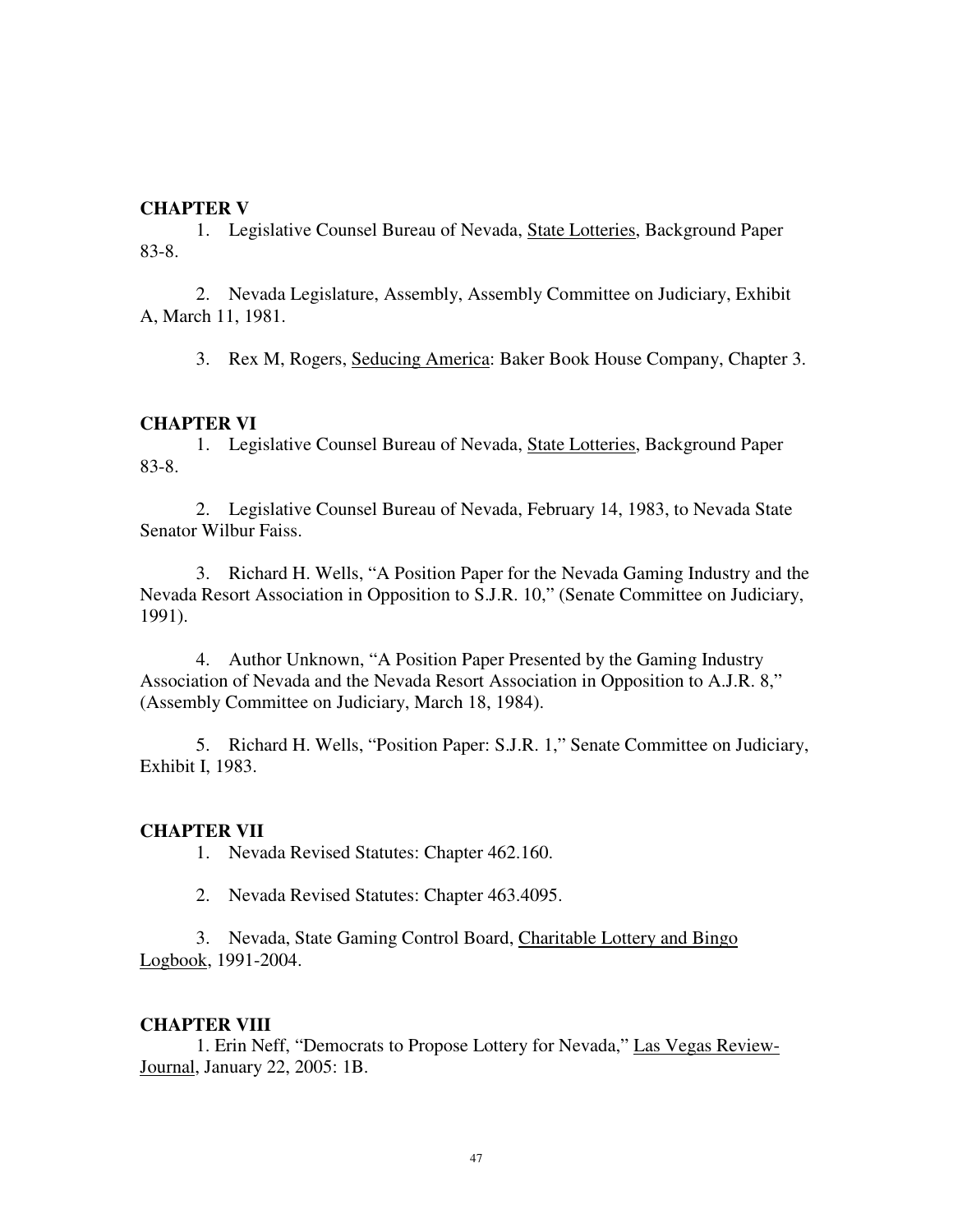**CHAPTER V**

1. Legislative Counsel Bureau of Nevada, State Lotteries, Background Paper 83-8.

2. Nevada Legislature, Assembly, Assembly Committee on Judiciary, Exhibit A, March 11, 1981.

3. Rex M, Rogers, Seducing America: Baker Book House Company, Chapter 3.

**CHAPTER VI**

1. Legislative Counsel Bureau of Nevada, State Lotteries, Background Paper 83-8.

2. Legislative Counsel Bureau of Nevada, February 14, 1983, to Nevada State Senator Wilbur Faiss.

3. Richard H. Wells, "A Position Paper for the Nevada Gaming Industry and the Nevada Resort Association in Opposition to S.J.R. 10," (Senate Committee on Judiciary, 1991).

4. Author Unknown, "A Position Paper Presented by the Gaming Industry Association of Nevada and the Nevada Resort Association in Opposition to A.J.R. 8," (Assembly Committee on Judiciary, March 18, 1984).

5. Richard H. Wells, "Position Paper: S.J.R. 1," Senate Committee on Judiciary, Exhibit I, 1983.

**CHAPTER VII**

1. Nevada Revised Statutes: Chapter 462.160.

2. Nevada Revised Statutes: Chapter 463.4095.

3. Nevada, State Gaming Control Board, Charitable Lottery and Bingo Logbook, 1991-2004.

**CHAPTER VIII**

1. Erin Neff, "Democrats to Propose Lottery for Nevada," Las Vegas Review-Journal, January 22, 2005: 1B.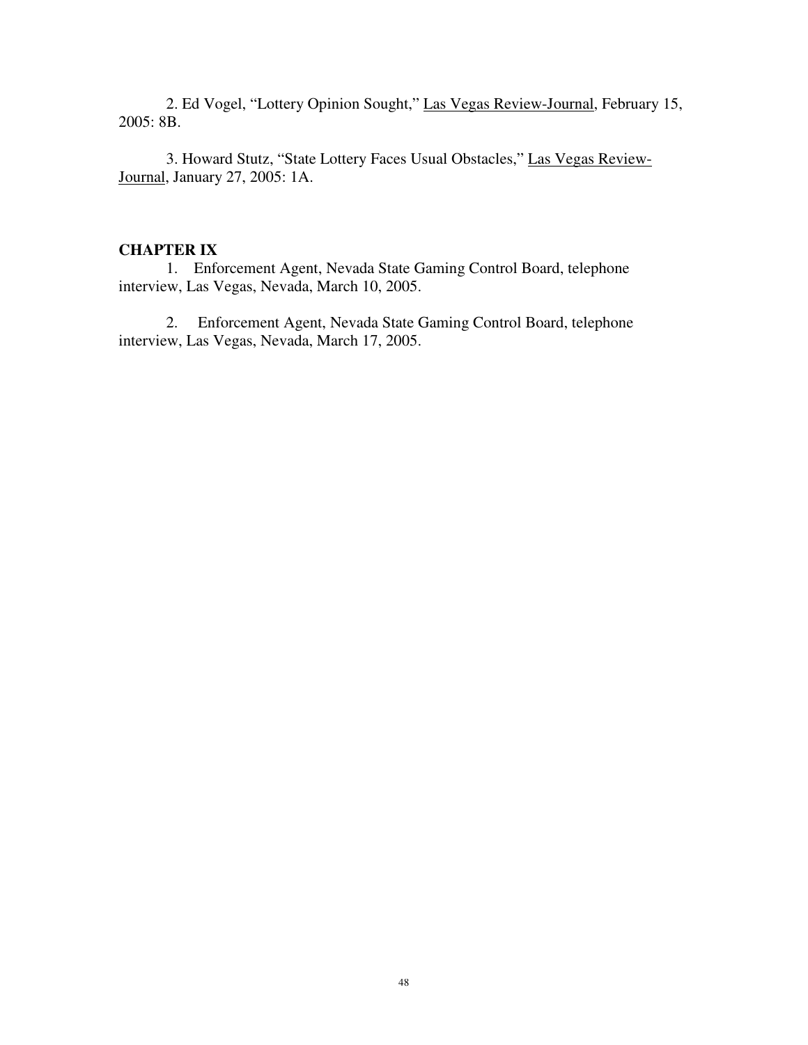2. Ed Vogel, "Lottery Opinion Sought," Las Vegas Review-Journal, February 15, 2005: 8B.

3. Howard Stutz, "State Lottery Faces Usual Obstacles," Las Vegas Review-Journal, January 27, 2005: 1A.

**CHAPTER IX**

1. Enforcement Agent, Nevada State Gaming Control Board, telephone interview, Las Vegas, Nevada, March 10, 2005.

2. Enforcement Agent, Nevada State Gaming Control Board, telephone interview, Las Vegas, Nevada, March 17, 2005.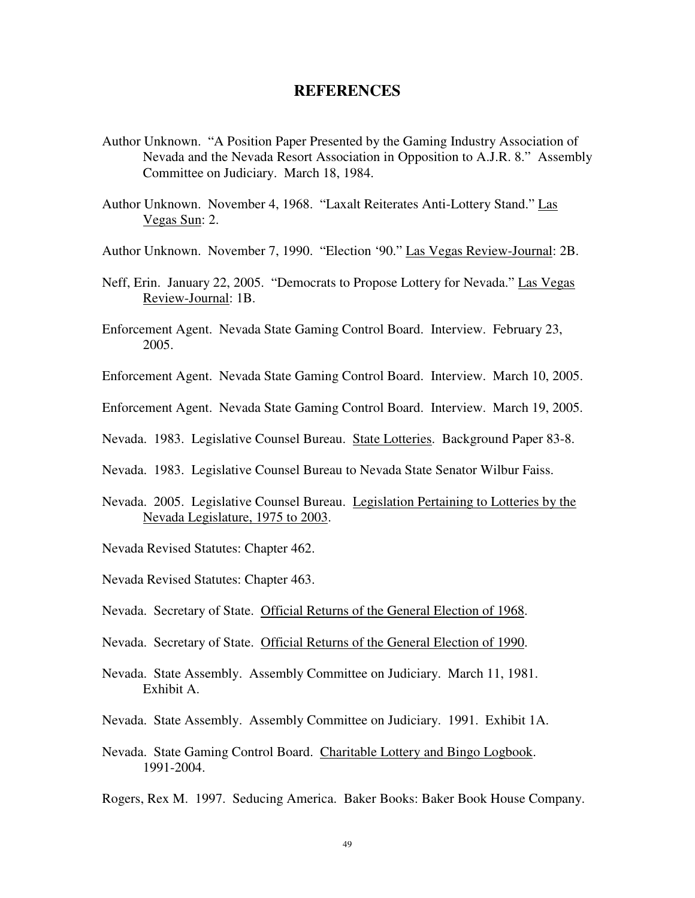# REFERENCES

Author Unknown. "A Position Paper Presented by the Gaming Industry Association of Nevada and the Nevada Resort Association in Opposition to A.J.R. 8." Assembly Committee on Judiciary. March 18, 1984.

Author Unknown. November 4, 1968. "Laxalt Reiterates Anti-Lottery Stand." Las Vegas Sun: 2.

Author Unknown. November 7, 1990. "Election '90." Las Vegas Review-Journal: 2B.

Neff, Erin. January 22, 2005. "Democrats to Propose Lottery for Nevada." Las Vegas Review-Journal: 1B.

Enforcement Agent. Nevada State Gaming Control Board. Interview. February 23, 2005.

Enforcement Agent. Nevada State Gaming Control Board. Interview. March 10, 2005.

Enforcement Agent. Nevada State Gaming Control Board. Interview. March 19, 2005.

Nevada. 1983. Legislative Counsel Bureau. State Lotteries. Background Paper 83-8.

Nevada. 1983. Legislative Counsel Bureau to Nevada State Senator Wilbur Faiss.

Nevada. 2005. Legislative Counsel Bureau. Legislation Pertaining to Lotteries by the Nevada Legislature, 1975 to 2003.

Nevada Revised Statutes: Chapter 462.

Nevada Revised Statutes: Chapter 463.

Nevada. Secretary of State. Official Returns of the General Election of 1968.

Nevada. Secretary of State. Official Returns of the General Election of 1990.

Nevada. State Assembly. Assembly Committee on Judiciary. March 11, 1981. Exhibit A.

Nevada. State Assembly. Assembly Committee on Judiciary. 1991. Exhibit 1A.

Nevada. State Gaming Control Board. Charitable Lottery and Bingo Logbook. 1991-2004.

Rogers, Rex M. 1997. Seducing America. Baker Books: Baker Book House Company.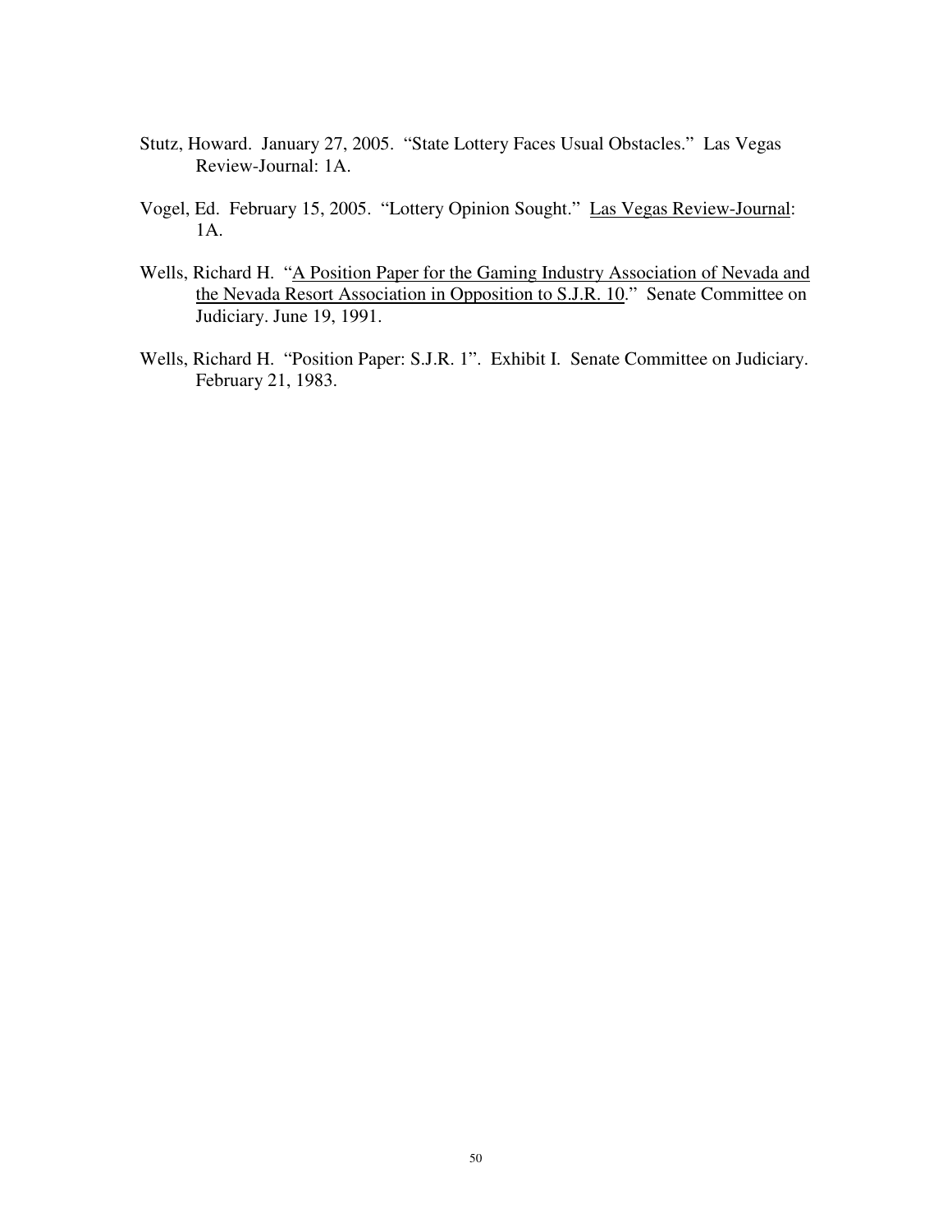Stutz, Howard. January 27, 2005. "State Lottery Faces Usual Obstacles." Las Vegas Review-Journal: 1A.

Vogel, Ed. February 15, 2005. "Lottery Opinion Sought." Las Vegas Review-Journal: 1A.

Wells, Richard H. "A Position Paper for the Gaming Industry Association of Nevada and the Nevada Resort Association in Opposition to S.J.R. 10." Senate Committee on Judiciary. June 19, 1991.

Wells, Richard H. "Position Paper: S.J.R. 1". Exhibit I. Senate Committee on Judiciary. February 21, 1983.